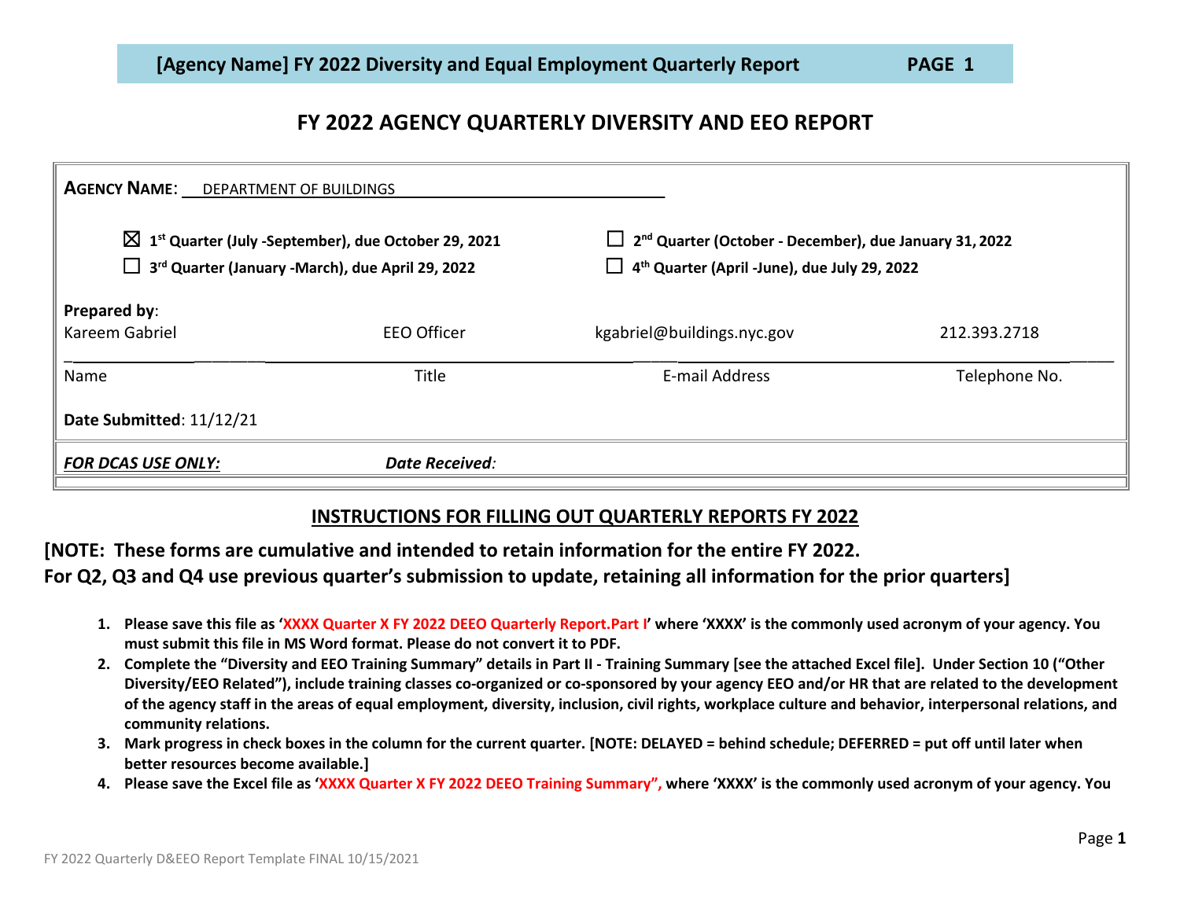# FY 2022 AGENCY QUARTERLY DIVERSITY AND EEO REPORT

**AGENCY NAME**: DEPARTMENT OF BUILDINGS

☒ **1st Quarter (July -September), due October 29, 2021** ☐ **2nd Quarter (October - December), due January 31, 2022**

☐ **3rd Quarter (January -March), due April 29, 2022** ☐ **4th Quarter (April -June), due July 29, 2022**

**Prepared by**:

| Kareem Gabriel | EEO Officer | kgabriel@buildings.nyc.gov | 212.393.2718 |
|---|---|---|---|
| Name | Title | E-mail Address | Telephone No. |

**Date Submitted**: 11/12/21

***FOR DCAS USE ONLY:*** ***Date Received:***

## INSTRUCTIONS FOR FILLING OUT QUARTERLY REPORTS FY 2022

**[NOTE: These forms are cumulative and intended to retain information for the entire FY 2022. For Q2, Q3 and Q4 use previous quarter's submission to update, retaining all information for the prior quarters]**

1. **Please save this file as 'XXXX Quarter X FY 2022 DEEO Quarterly Report.Part I' where 'XXXX' is the commonly used acronym of your agency. You must submit this file in MS Word format. Please do not convert it to PDF.**
2. **Complete the "Diversity and EEO Training Summary" details in Part II - Training Summary [see the attached Excel file]. Under Section 10 ("Other Diversity/EEO Related"), include training classes co-organized or co-sponsored by your agency EEO and/or HR that are related to the development of the agency staff in the areas of equal employment, diversity, inclusion, civil rights, workplace culture and behavior, interpersonal relations, and community relations.**
3. **Mark progress in check boxes in the column for the current quarter. [NOTE: DELAYED = behind schedule; DEFERRED = put off until later when better resources become available.]**
4. **Please save the Excel file as 'XXXX Quarter X FY 2022 DEEO Training Summary", where 'XXXX' is the commonly used acronym of your agency. You**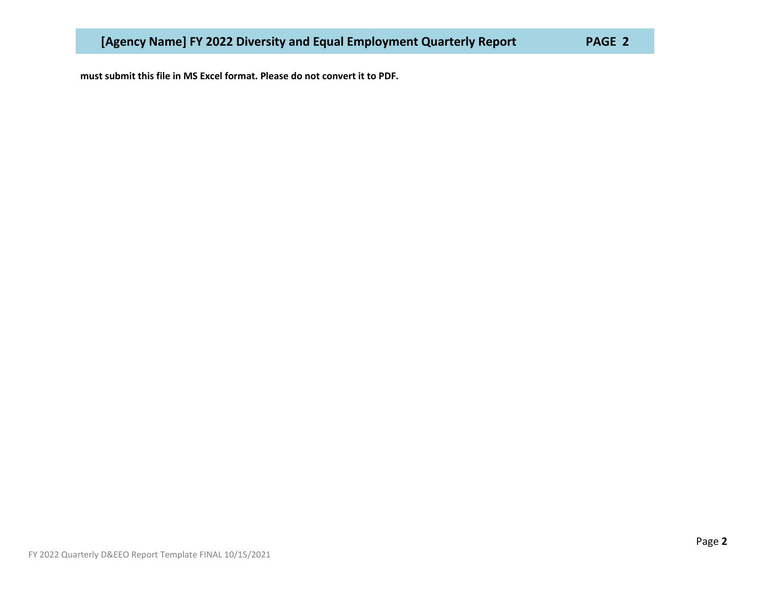# [Agency Name] FY 2022 Diversity and Equal Employment Quarterly Report PAGE 2

**must submit this file in MS Excel format. Please do not convert it to PDF.**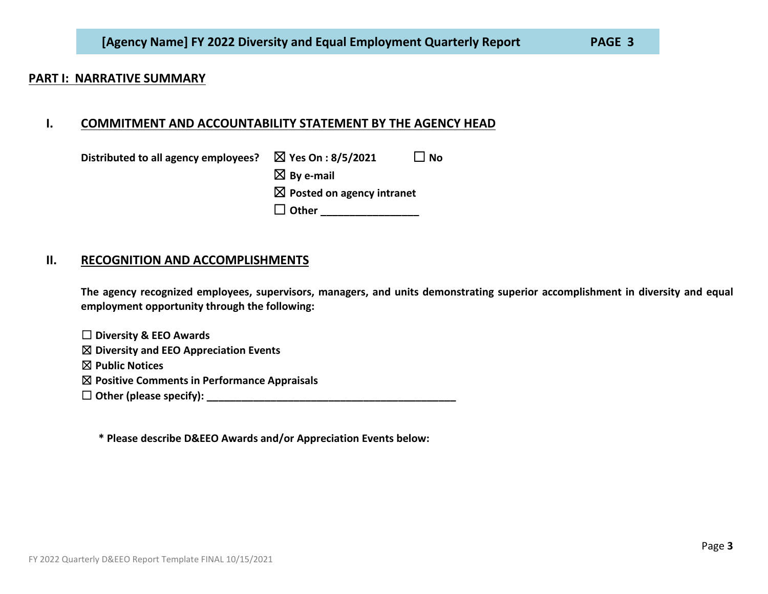## PART I: NARRATIVE SUMMARY

### I. COMMITMENT AND ACCOUNTABILITY STATEMENT BY THE AGENCY HEAD

**Distributed to all agency employees?** ☒ **Yes On : 8/5/2021** ☐ **No**

☒ **By e-mail**

☒ **Posted on agency intranet**

☐ **Other ________________**

### II. RECOGNITION AND ACCOMPLISHMENTS

**The agency recognized employees, supervisors, managers, and units demonstrating superior accomplishment in diversity and equal employment opportunity through the following:**

☐ **Diversity & EEO Awards**
☒ **Diversity and EEO Appreciation Events**
☒ **Public Notices**
☒ **Positive Comments in Performance Appraisals**
☐ **Other (please specify): ___________________________________________**

**\* Please describe D&EEO Awards and/or Appreciation Events below:**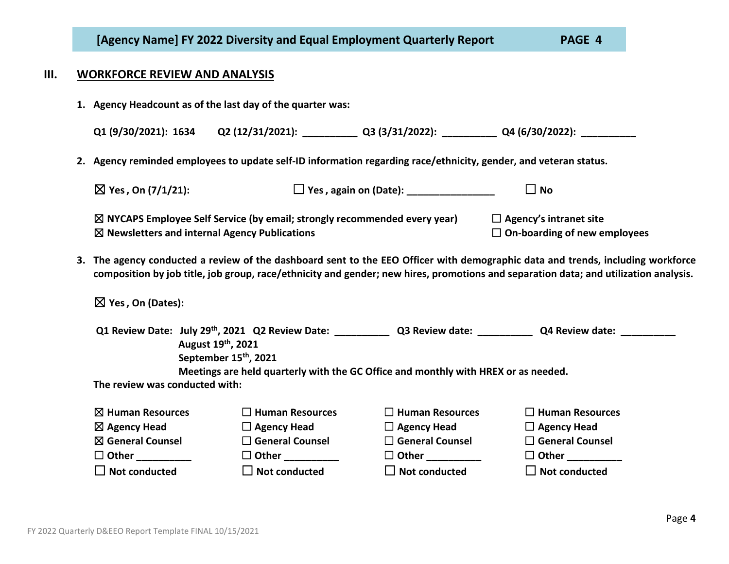# III. WORKFORCE REVIEW AND ANALYSIS

**1. Agency Headcount as of the last day of the quarter was:**

**Q1 (9/30/2021): 1634    Q2 (12/31/2021): __________ Q3 (3/31/2022): __________ Q4 (6/30/2022): __________**

**2. Agency reminded employees to update self-ID information regarding race/ethnicity, gender, and veteran status.**

☒ **Yes , On (7/1/21):**    ☐ **Yes , again on (Date): _______________**    ☐ **No**

☒ **NYCAPS Employee Self Service (by email; strongly recommended every year)**
☒ **Newsletters and internal Agency Publications**
☐ **Agency's intranet site**
☐ **On-boarding of new employees**

**3. The agency conducted a review of the dashboard sent to the EEO Officer with demographic data and trends, including workforce composition by job title, job group, race/ethnicity and gender; new hires, promotions and separation data; and utilization analysis.**

☒ **Yes , On (Dates):**

**Q1 Review Date: July 29th, 2021    Q2 Review Date: __________ Q3 Review date: __________ Q4 Review date: __________**
**August 19th, 2021**
**September 15th, 2021**
**Meetings are held quarterly with the GC Office and monthly with HREX or as needed.**

**The review was conducted with:**

| Q1 | Q2 | Q3 | Q4 |
|---|---|---|---|
| ☒ Human Resources | ☐ Human Resources | ☐ Human Resources | ☐ Human Resources |
| ☒ Agency Head | ☐ Agency Head | ☐ Agency Head | ☐ Agency Head |
| ☒ General Counsel | ☐ General Counsel | ☐ General Counsel | ☐ General Counsel |
| ☐ Other __________ | ☐ Other __________ | ☐ Other __________ | ☐ Other __________ |
| ☐ Not conducted | ☐ Not conducted | ☐ Not conducted | ☐ Not conducted |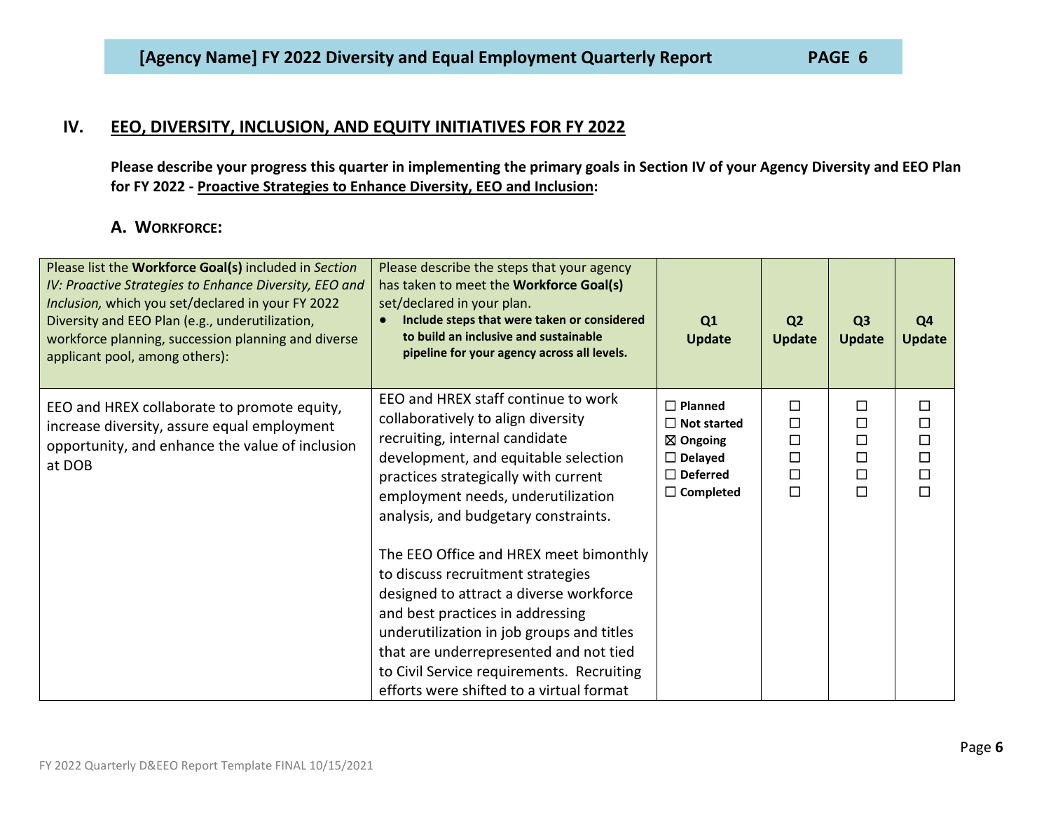## IV. EEO, DIVERSITY, INCLUSION, AND EQUITY INITIATIVES FOR FY 2022

**Please describe your progress this quarter in implementing the primary goals in Section IV of your Agency Diversity and EEO Plan for FY 2022 - Proactive Strategies to Enhance Diversity, EEO and Inclusion:**

### A. WORKFORCE:

| Please list the **Workforce Goal(s)** included in *Section IV: Proactive Strategies to Enhance Diversity, EEO and Inclusion,* which you set/declared in your FY 2022 Diversity and EEO Plan (e.g., underutilization, workforce planning, succession planning and diverse applicant pool, among others): | Please describe the steps that your agency has taken to meet the **Workforce Goal(s)** set/declared in your plan.<br>• **Include steps that were taken or considered to build an inclusive and sustainable pipeline for your agency across all levels.** | **Q1 Update** | **Q2 Update** | **Q3 Update** | **Q4 Update** |
|---|---|---|---|---|---|
| EEO and HREX collaborate to promote equity, increase diversity, assure equal employment opportunity, and enhance the value of inclusion at DOB | EEO and HREX staff continue to work collaboratively to align diversity recruiting, internal candidate development, and equitable selection practices strategically with current employment needs, underutilization analysis, and budgetary constraints.<br><br>The EEO Office and HREX meet bimonthly to discuss recruitment strategies designed to attract a diverse workforce and best practices in addressing underutilization in job groups and titles that are underrepresented and not tied to Civil Service requirements. Recruiting efforts were shifted to a virtual format | ☐ **Planned**<br>☐ **Not started**<br>☒ **Ongoing**<br>☐ **Delayed**<br>☐ **Deferred**<br>☐ **Completed** | ☐<br>☐<br>☐<br>☐<br>☐<br>☐ | ☐<br>☐<br>☐<br>☐<br>☐<br>☐ | ☐<br>☐<br>☐<br>☐<br>☐<br>☐ |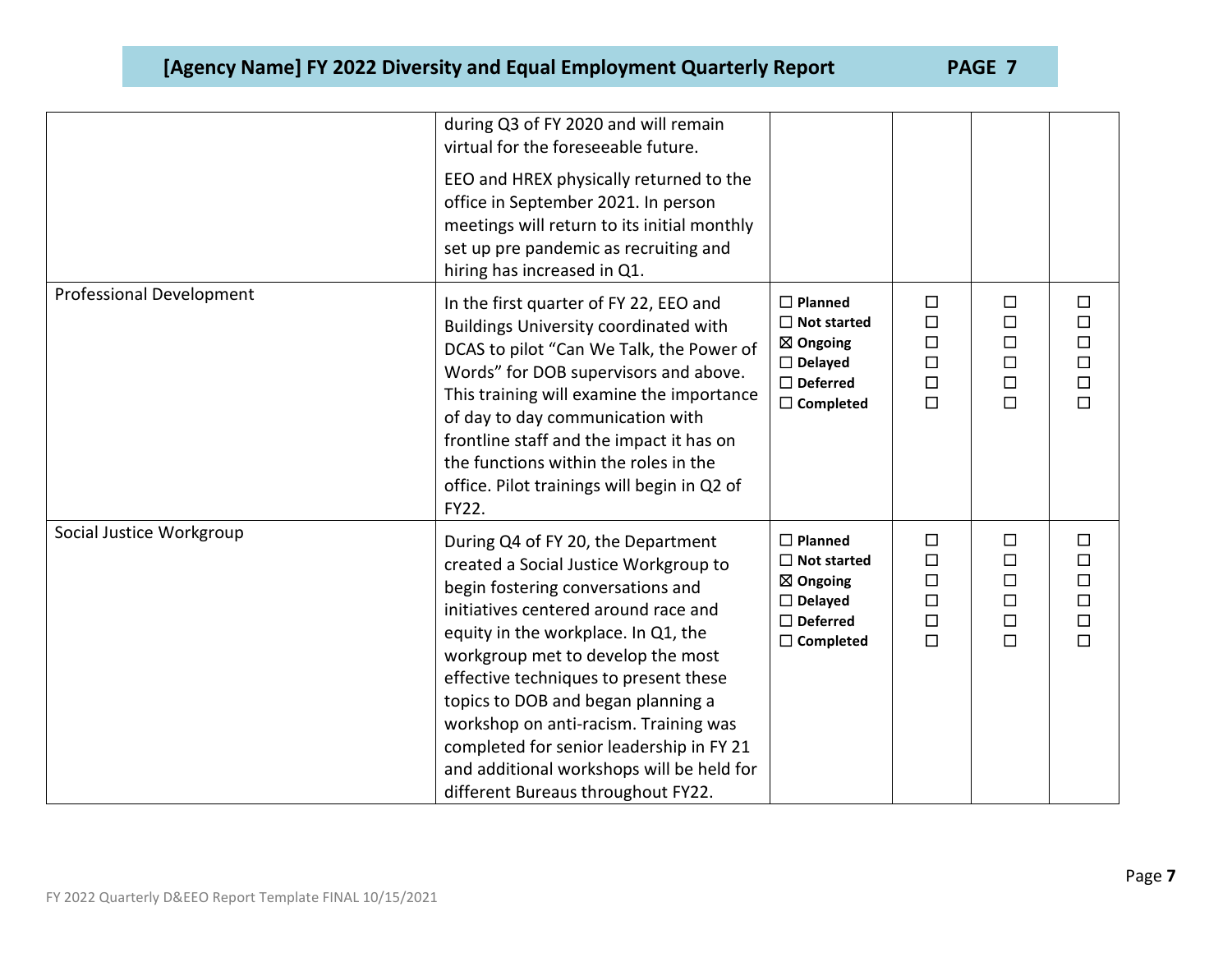|  |  |  |  |  |  |
|---|---|---|---|---|---|
|  | during Q3 of FY 2020 and will remain virtual for the foreseeable future.<br><br>EEO and HREX physically returned to the office in September 2021. In person meetings will return to its initial monthly set up pre pandemic as recruiting and hiring has increased in Q1. |  |  |  |  |
| Professional Development | In the first quarter of FY 22, EEO and Buildings University coordinated with DCAS to pilot "Can We Talk, the Power of Words" for DOB supervisors and above. This training will examine the importance of day to day communication with frontline staff and the impact it has on the functions within the roles in the office. Pilot trainings will begin in Q2 of FY22. | ☐ **Planned**<br>☐ **Not started**<br>☒ **Ongoing**<br>☐ **Delayed**<br>☐ **Deferred**<br>☐ **Completed** | ☐<br>☐<br>☐<br>☐<br>☐<br>☐ | ☐<br>☐<br>☐<br>☐<br>☐<br>☐ | ☐<br>☐<br>☐<br>☐<br>☐<br>☐ |
| Social Justice Workgroup | During Q4 of FY 20, the Department created a Social Justice Workgroup to begin fostering conversations and initiatives centered around race and equity in the workplace. In Q1, the workgroup met to develop the most effective techniques to present these topics to DOB and began planning a workshop on anti-racism. Training was completed for senior leadership in FY 21 and additional workshops will be held for different Bureaus throughout FY22. | ☐ **Planned**<br>☐ **Not started**<br>☒ **Ongoing**<br>☐ **Delayed**<br>☐ **Deferred**<br>☐ **Completed** | ☐<br>☐<br>☐<br>☐<br>☐<br>☐ | ☐<br>☐<br>☐<br>☐<br>☐<br>☐ | ☐<br>☐<br>☐<br>☐<br>☐<br>☐ |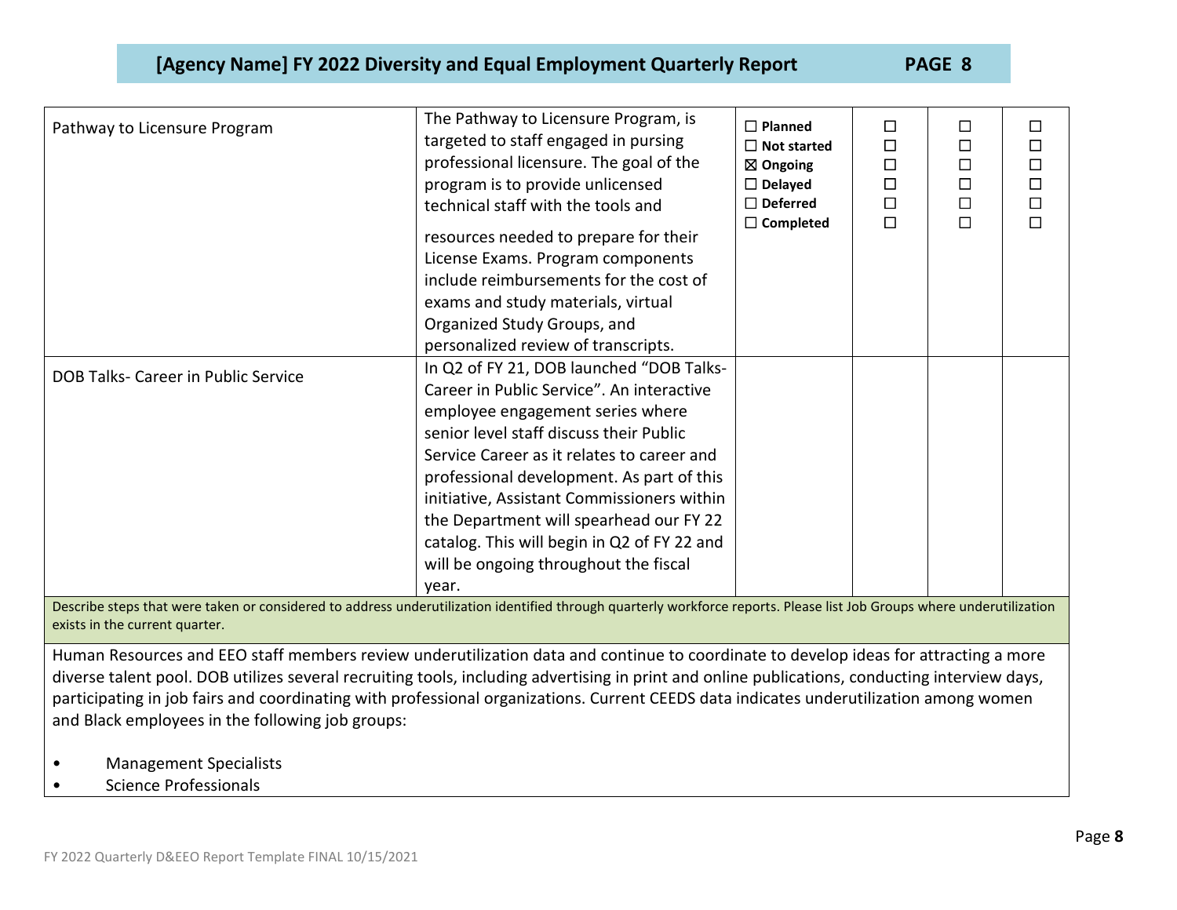| | | | | | |
|---|---|---|---|---|---|
| Pathway to Licensure Program | The Pathway to Licensure Program, is targeted to staff engaged in pursing professional licensure. The goal of the program is to provide unlicensed technical staff with the tools and resources needed to prepare for their License Exams. Program components include reimbursements for the cost of exams and study materials, virtual Organized Study Groups, and personalized review of transcripts. | ☐ **Planned**<br>☐ **Not started**<br>☒ **Ongoing**<br>☐ **Delayed**<br>☐ **Deferred**<br>☐ **Completed** | ☐<br>☐<br>☐<br>☐<br>☐<br>☐ | ☐<br>☐<br>☐<br>☐<br>☐<br>☐ | ☐<br>☐<br>☐<br>☐<br>☐<br>☐ |
| DOB Talks- Career in Public Service | In Q2 of FY 21, DOB launched "DOB Talks- Career in Public Service". An interactive employee engagement series where senior level staff discuss their Public Service Career as it relates to career and professional development. As part of this initiative, Assistant Commissioners within the Department will spearhead our FY 22 catalog. This will begin in Q2 of FY 22 and will be ongoing throughout the fiscal year. | | | | |

Describe steps that were taken or considered to address underutilization identified through quarterly workforce reports. Please list Job Groups where underutilization exists in the current quarter.

Human Resources and EEO staff members review underutilization data and continue to coordinate to develop ideas for attracting a more diverse talent pool. DOB utilizes several recruiting tools, including advertising in print and online publications, conducting interview days, participating in job fairs and coordinating with professional organizations. Current CEEDS data indicates underutilization among women and Black employees in the following job groups:

- Management Specialists
- Science Professionals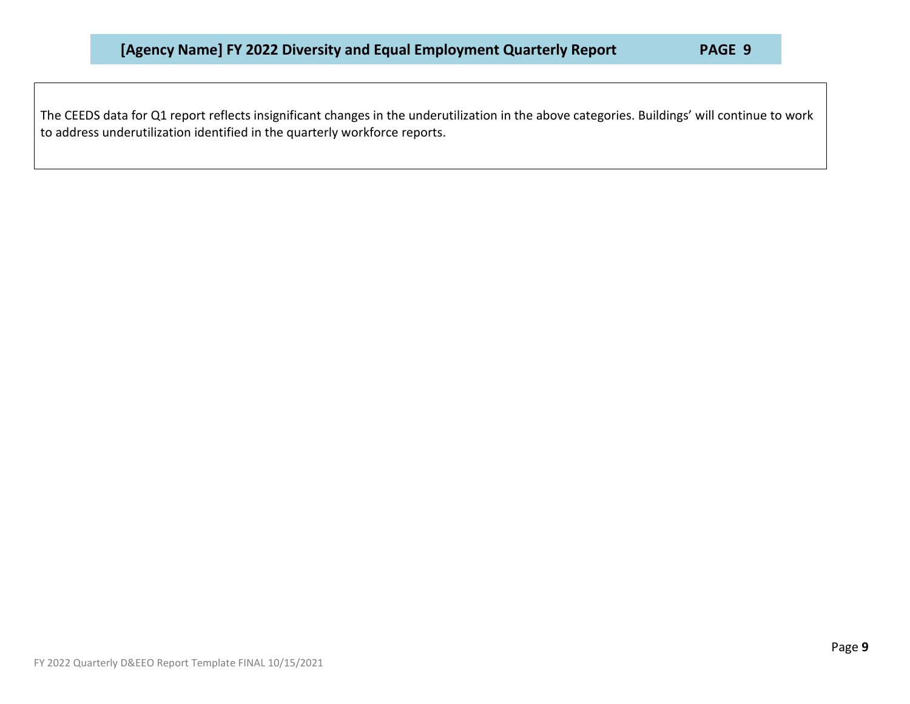The CEEDS data for Q1 report reflects insignificant changes in the underutilization in the above categories. Buildings' will continue to work to address underutilization identified in the quarterly workforce reports.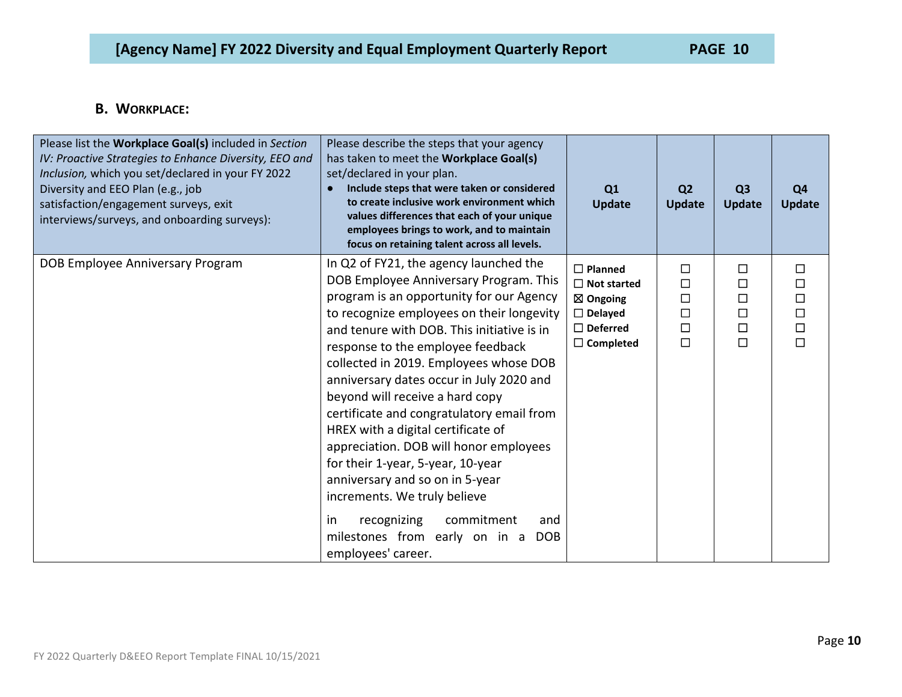## B. Workplace:

| Please list the **Workplace Goal(s)** included in *Section IV: Proactive Strategies to Enhance Diversity, EEO and Inclusion,* which you set/declared in your FY 2022 Diversity and EEO Plan (e.g., job satisfaction/engagement surveys, exit interviews/surveys, and onboarding surveys): | Please describe the steps that your agency has taken to meet the **Workplace Goal(s)** set/declared in your plan. <br>• **Include steps that were taken or considered to create inclusive work environment which values differences that each of your unique employees brings to work, and to maintain focus on retaining talent across all levels.** | **Q1 Update** | **Q2 Update** | **Q3 Update** | **Q4 Update** |
|---|---|---|---|---|---|
| DOB Employee Anniversary Program | In Q2 of FY21, the agency launched the DOB Employee Anniversary Program. This program is an opportunity for our Agency to recognize employees on their longevity and tenure with DOB. This initiative is in response to the employee feedback collected in 2019. Employees whose DOB anniversary dates occur in July 2020 and beyond will receive a hard copy certificate and congratulatory email from HREX with a digital certificate of appreciation. DOB will honor employees for their 1-year, 5-year, 10-year anniversary and so on in 5-year increments. We truly believe in recognizing commitment and milestones from early on in a DOB employees' career. | ☐ **Planned** <br>☐ **Not started** <br>☒ **Ongoing** <br>☐ **Delayed** <br>☐ **Deferred** <br>☐ **Completed** | ☐<br>☐<br>☐<br>☐<br>☐<br>☐ | ☐<br>☐<br>☐<br>☐<br>☐<br>☐ | ☐<br>☐<br>☐<br>☐<br>☐<br>☐ |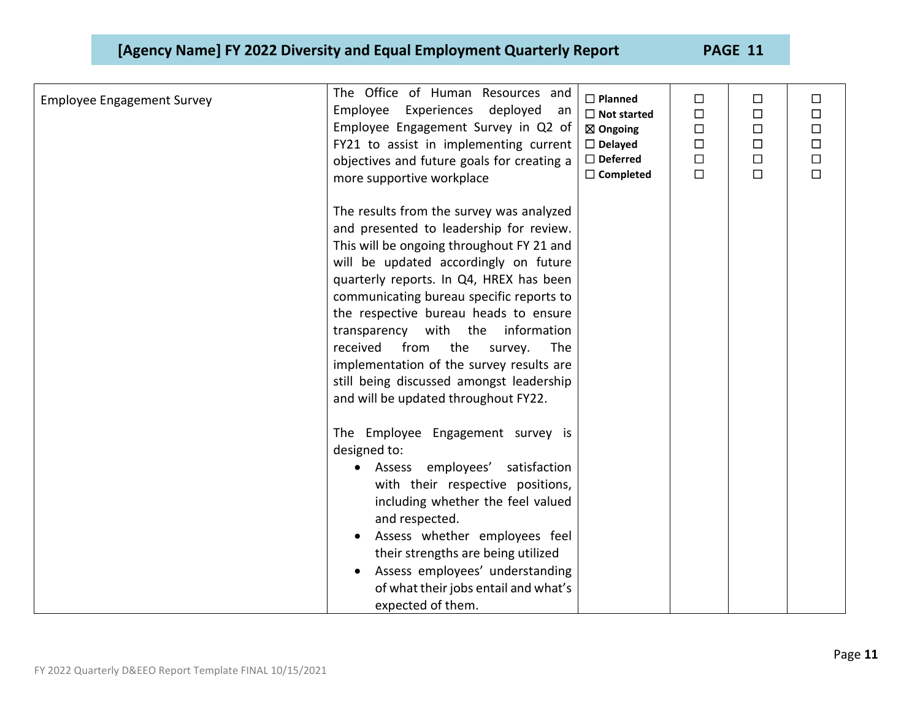| | | | | | |
|---|---|---|---|---|---|
| Employee Engagement Survey | The Office of Human Resources and Employee Experiences deployed an Employee Engagement Survey in Q2 of FY21 to assist in implementing current objectives and future goals for creating a more supportive workplace<br><br>The results from the survey was analyzed and presented to leadership for review. This will be ongoing throughout FY 21 and will be updated accordingly on future quarterly reports. In Q4, HREX has been communicating bureau specific reports to the respective bureau heads to ensure transparency with the information received from the survey. The implementation of the survey results are still being discussed amongst leadership and will be updated throughout FY22.<br><br>The Employee Engagement survey is designed to:<br>• Assess employees' satisfaction with their respective positions, including whether the feel valued and respected.<br>• Assess whether employees feel their strengths are being utilized<br>• Assess employees' understanding of what their jobs entail and what's expected of them. | ☐ **Planned**<br>☐ **Not started**<br>☒ **Ongoing**<br>☐ **Delayed**<br>☐ **Deferred**<br>☐ **Completed** | ☐<br>☐<br>☐<br>☐<br>☐<br>☐ | ☐<br>☐<br>☐<br>☐<br>☐<br>☐ | ☐<br>☐<br>☐<br>☐<br>☐<br>☐ |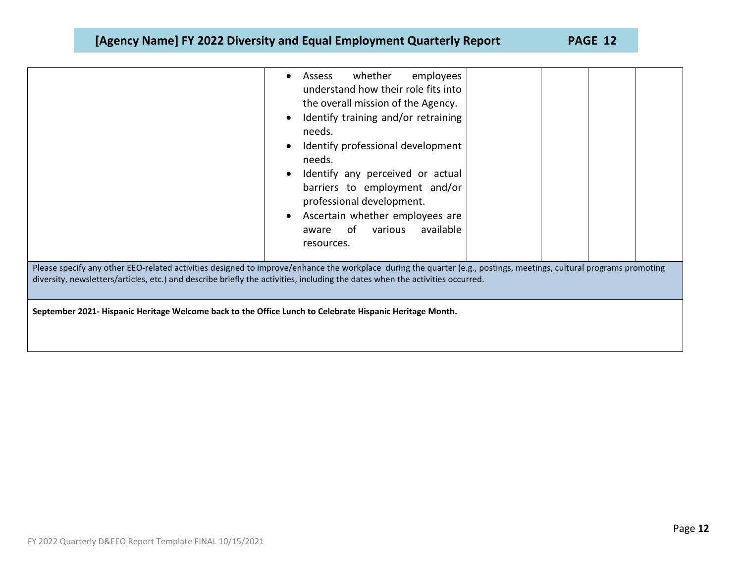| | | | | | |
|---|---|---|---|---|---|
| | <ul><li>Assess whether employees understand how their role fits into the overall mission of the Agency.</li><li>Identify training and/or retraining needs.</li><li>Identify professional development needs.</li><li>Identify any perceived or actual barriers to employment and/or professional development.</li><li>Ascertain whether employees are aware of various available resources.</li></ul> | | | | |

| Please specify any other EEO-related activities designed to improve/enhance the workplace during the quarter (e.g., postings, meetings, cultural programs promoting diversity, newsletters/articles, etc.) and describe briefly the activities, including the dates when the activities occurred. |
|---|
| **September 2021- Hispanic Heritage Welcome back to the Office Lunch to Celebrate Hispanic Heritage Month.** |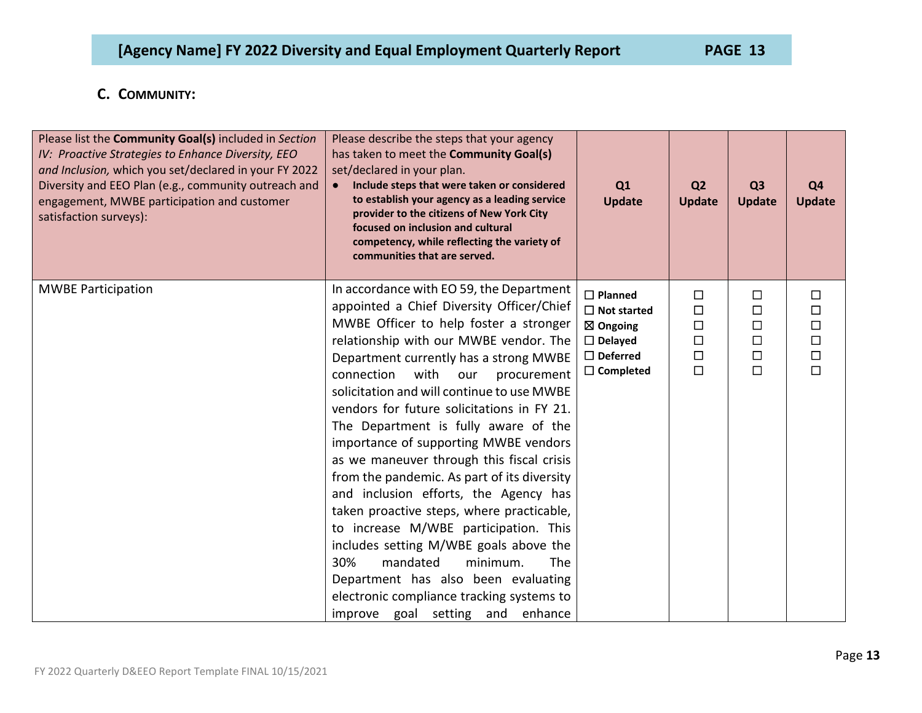## C. COMMUNITY:

| Please list the **Community Goal(s)** included in *Section IV: Proactive Strategies to Enhance Diversity, EEO and Inclusion,* which you set/declared in your FY 2022 Diversity and EEO Plan (e.g., community outreach and engagement, MWBE participation and customer satisfaction surveys): | Please describe the steps that your agency has taken to meet the **Community Goal(s)** set/declared in your plan.<br>• **Include steps that were taken or considered to establish your agency as a leading service provider to the citizens of New York City focused on inclusion and cultural competency, while reflecting the variety of communities that are served.** | Q1 Update | Q2 Update | Q3 Update | Q4 Update |
|---|---|---|---|---|---|
| MWBE Participation | In accordance with EO 59, the Department appointed a Chief Diversity Officer/Chief MWBE Officer to help foster a stronger relationship with our MWBE vendor. The Department currently has a strong MWBE connection with our procurement solicitation and will continue to use MWBE vendors for future solicitations in FY 21. The Department is fully aware of the importance of supporting MWBE vendors as we maneuver through this fiscal crisis from the pandemic. As part of its diversity and inclusion efforts, the Agency has taken proactive steps, where practicable, to increase M/WBE participation. This includes setting M/WBE goals above the 30% mandated minimum. The Department has also been evaluating electronic compliance tracking systems to improve goal setting and enhance | ☐ Planned<br>☐ Not started<br>☒ Ongoing<br>☐ Delayed<br>☐ Deferred<br>☐ Completed | ☐<br>☐<br>☐<br>☐<br>☐<br>☐ | ☐<br>☐<br>☐<br>☐<br>☐<br>☐ | ☐<br>☐<br>☐<br>☐<br>☐<br>☐ |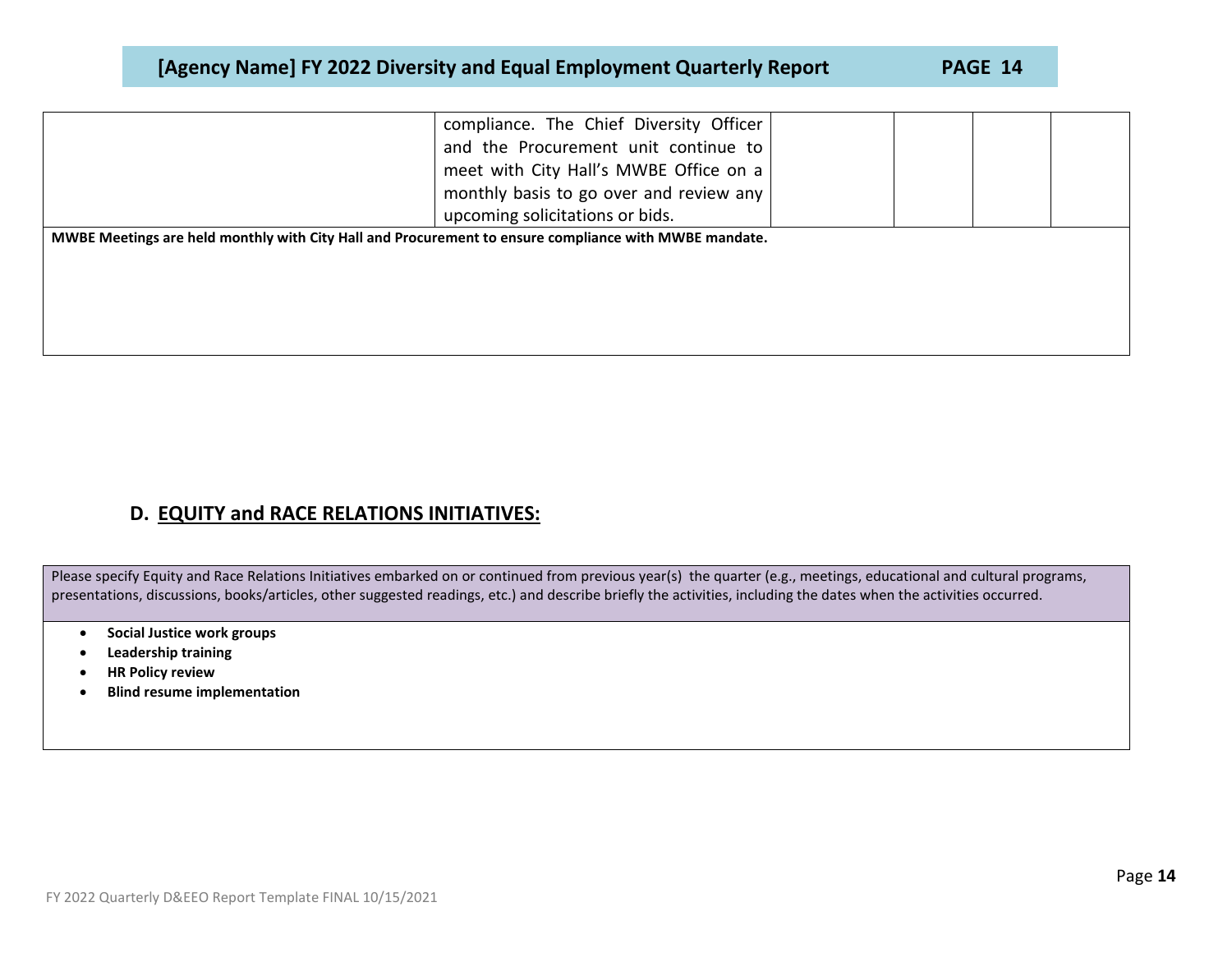| | compliance. The Chief Diversity Officer and the Procurement unit continue to meet with City Hall's MWBE Office on a monthly basis to go over and review any upcoming solicitations or bids. | | | | |
|---|---|---|---|---|---|

**MWBE Meetings are held monthly with City Hall and Procurement to ensure compliance with MWBE mandate.**

## D. EQUITY and RACE RELATIONS INITIATIVES:

Please specify Equity and Race Relations Initiatives embarked on or continued from previous year(s) the quarter (e.g., meetings, educational and cultural programs, presentations, discussions, books/articles, other suggested readings, etc.) and describe briefly the activities, including the dates when the activities occurred.

- **Social Justice work groups**
- **Leadership training**
- **HR Policy review**
- **Blind resume implementation**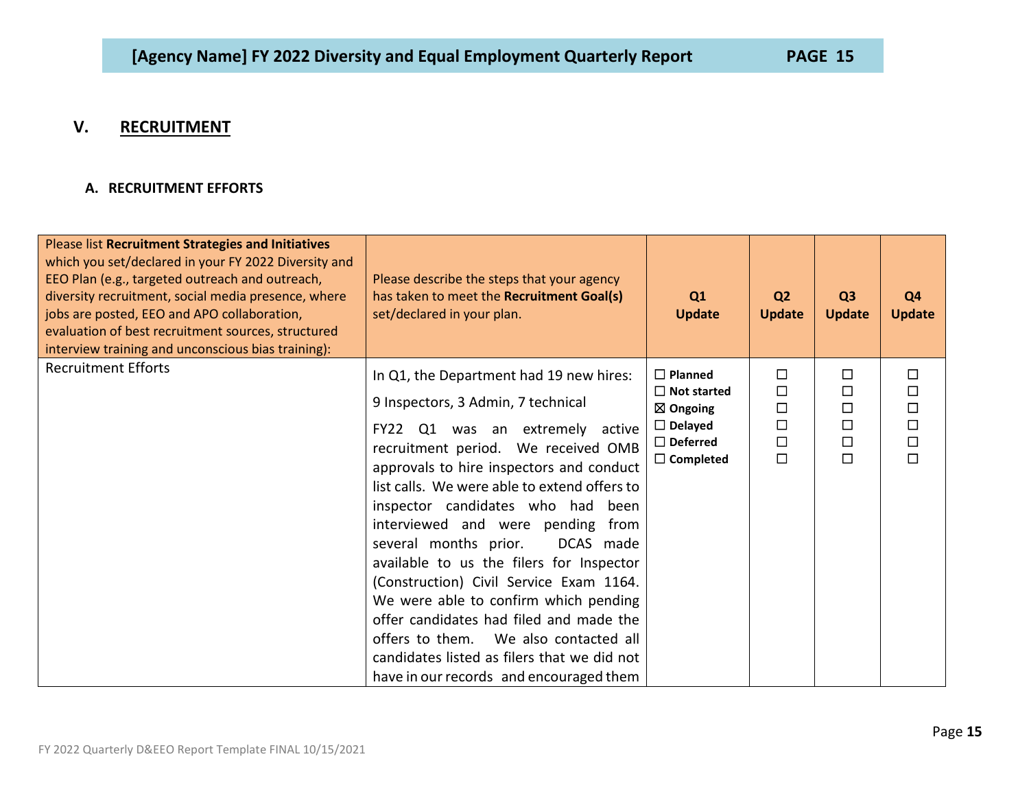## V. RECRUITMENT

### A. RECRUITMENT EFFORTS

| Please list **Recruitment Strategies and Initiatives** which you set/declared in your FY 2022 Diversity and EEO Plan (e.g., targeted outreach and outreach, diversity recruitment, social media presence, where jobs are posted, EEO and APO collaboration, evaluation of best recruitment sources, structured interview training and unconscious bias training): | Please describe the steps that your agency has taken to meet the **Recruitment Goal(s)** set/declared in your plan. | Q1 Update | Q2 Update | Q3 Update | Q4 Update |
|---|---|---|---|---|---|
| Recruitment Efforts | In Q1, the Department had 19 new hires:<br><br>9 Inspectors, 3 Admin, 7 technical<br><br>FY22 Q1 was an extremely active recruitment period. We received OMB approvals to hire inspectors and conduct list calls. We were able to extend offers to inspector candidates who had been interviewed and were pending from several months prior. DCAS made available to us the filers for Inspector (Construction) Civil Service Exam 1164. We were able to confirm which pending offer candidates had filed and made the offers to them. We also contacted all candidates listed as filers that we did not have in our records and encouraged them | ☐ Planned<br>☐ Not started<br>☒ Ongoing<br>☐ Delayed<br>☐ Deferred<br>☐ Completed | ☐<br>☐<br>☐<br>☐<br>☐<br>☐ | ☐<br>☐<br>☐<br>☐<br>☐<br>☐ | ☐<br>☐<br>☐<br>☐<br>☐<br>☐ |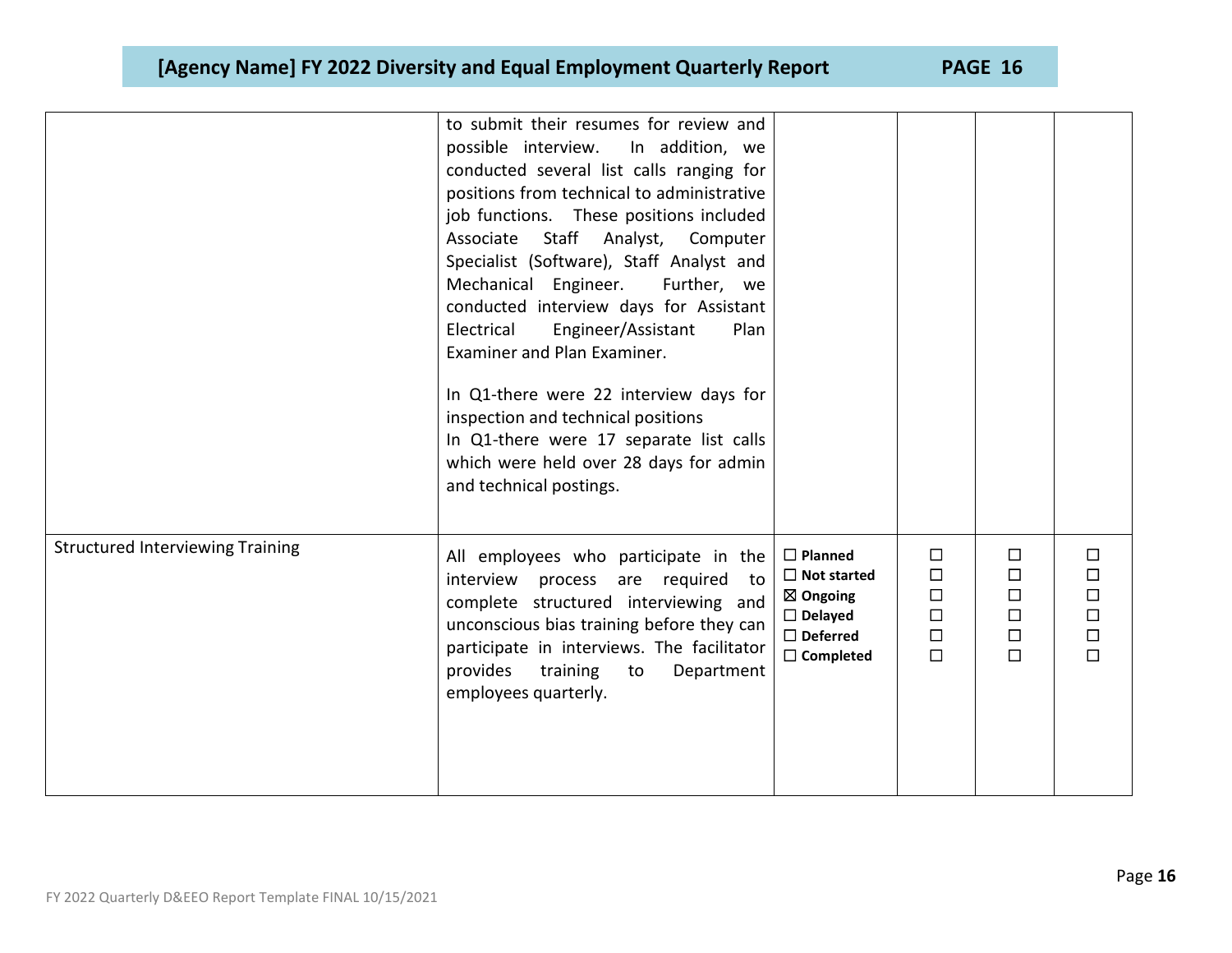| | | | | | |
|---|---|---|---|---|---|
| | to submit their resumes for review and possible interview. In addition, we conducted several list calls ranging for positions from technical to administrative job functions. These positions included Associate Staff Analyst, Computer Specialist (Software), Staff Analyst and Mechanical Engineer. Further, we conducted interview days for Assistant Electrical Engineer/Assistant Plan Examiner and Plan Examiner.<br><br>In Q1-there were 22 interview days for inspection and technical positions<br>In Q1-there were 17 separate list calls which were held over 28 days for admin and technical postings. | | | | |
| Structured Interviewing Training | All employees who participate in the interview process are required to complete structured interviewing and unconscious bias training before they can participate in interviews. The facilitator provides training to Department employees quarterly. | ☐ **Planned**<br>☐ **Not started**<br>☒ **Ongoing**<br>☐ **Delayed**<br>☐ **Deferred**<br>☐ **Completed** | ☐<br>☐<br>☐<br>☐<br>☐<br>☐ | ☐<br>☐<br>☐<br>☐<br>☐<br>☐ | ☐<br>☐<br>☐<br>☐<br>☐<br>☐ |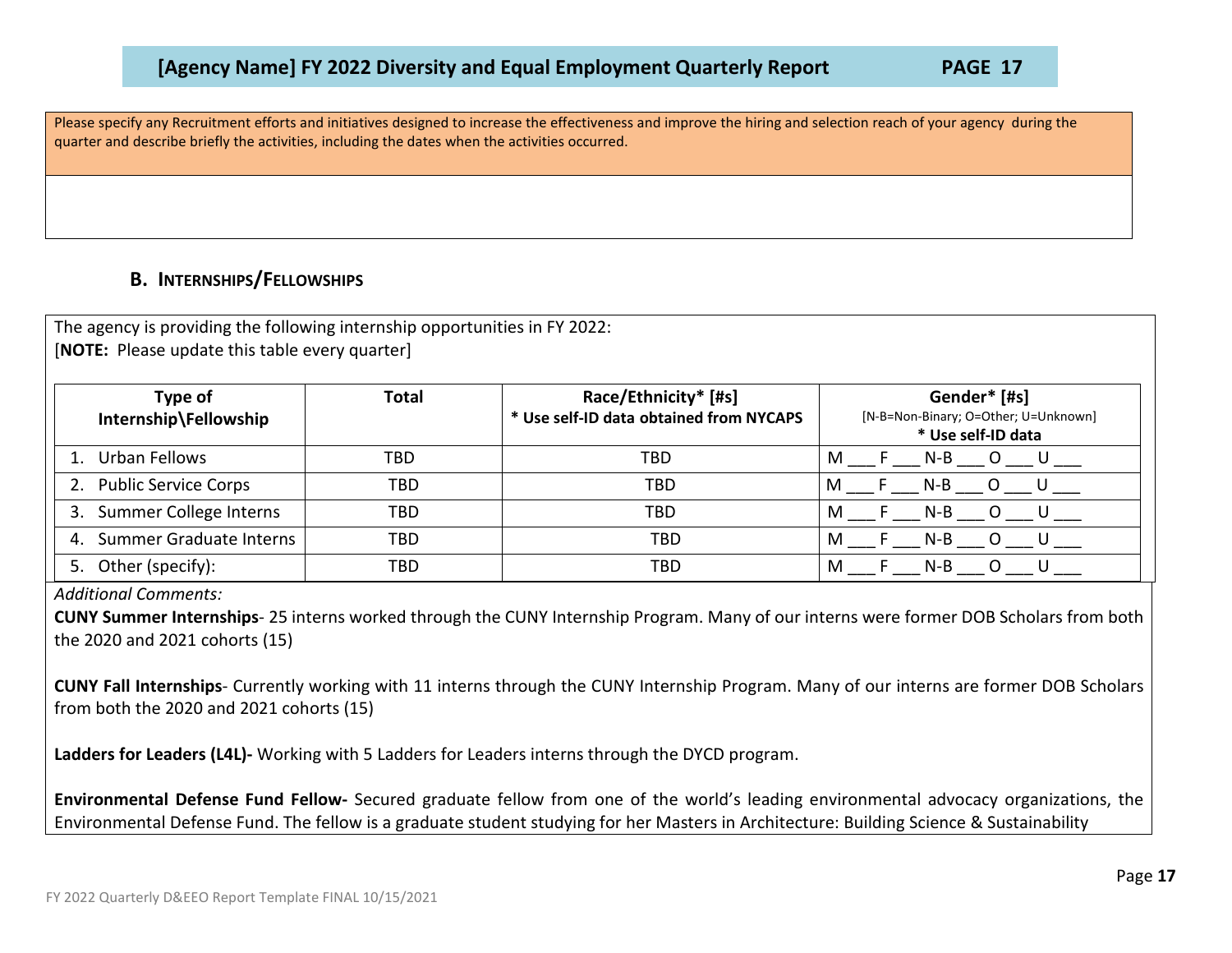Please specify any Recruitment efforts and initiatives designed to increase the effectiveness and improve the hiring and selection reach of your agency during the quarter and describe briefly the activities, including the dates when the activities occurred.

## B. INTERNSHIPS/FELLOWSHIPS

The agency is providing the following internship opportunities in FY 2022:
[**NOTE:** Please update this table every quarter]

| Type of Internship\Fellowship | Total | Race/Ethnicity* [#s] * Use self-ID data obtained from NYCAPS | Gender* [#s] [N-B=Non-Binary; O=Other; U=Unknown] * Use self-ID data |
|---|---|---|---|
| 1. Urban Fellows | TBD | TBD | M ___ F ___ N-B ___ O ___ U ___ |
| 2. Public Service Corps | TBD | TBD | M ___ F ___ N-B ___ O ___ U ___ |
| 3. Summer College Interns | TBD | TBD | M ___ F ___ N-B ___ O ___ U ___ |
| 4. Summer Graduate Interns | TBD | TBD | M ___ F ___ N-B ___ O ___ U ___ |
| 5. Other (specify): | TBD | TBD | M ___ F ___ N-B ___ O ___ U ___ |

*Additional Comments:*

**CUNY Summer Internships**- 25 interns worked through the CUNY Internship Program. Many of our interns were former DOB Scholars from both the 2020 and 2021 cohorts (15)

**CUNY Fall Internships**- Currently working with 11 interns through the CUNY Internship Program. Many of our interns are former DOB Scholars from both the 2020 and 2021 cohorts (15)

**Ladders for Leaders (L4L)-** Working with 5 Ladders for Leaders interns through the DYCD program.

**Environmental Defense Fund Fellow-** Secured graduate fellow from one of the world's leading environmental advocacy organizations, the Environmental Defense Fund. The fellow is a graduate student studying for her Masters in Architecture: Building Science & Sustainability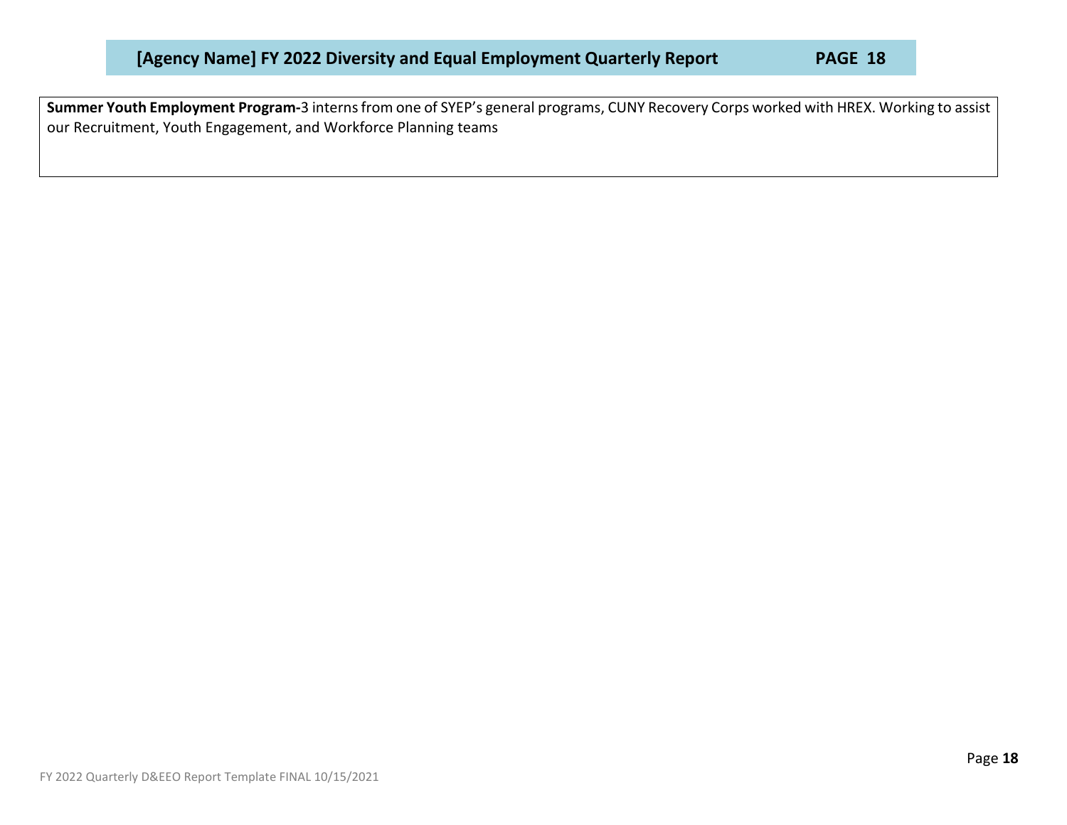**Summer Youth Employment Program-**3 interns from one of SYEP's general programs, CUNY Recovery Corps worked with HREX. Working to assist our Recruitment, Youth Engagement, and Workforce Planning teams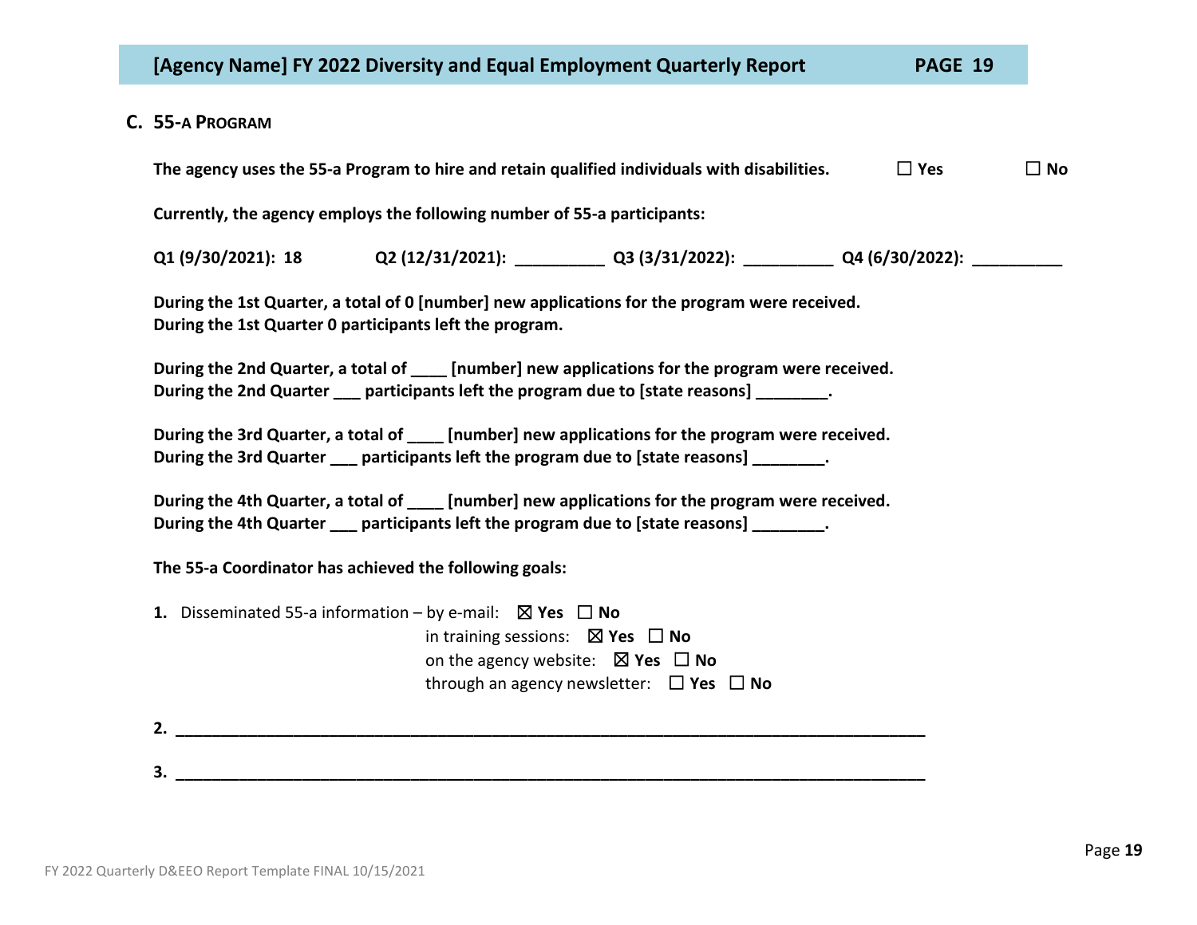## C. 55-a Program

**The agency uses the 55-a Program to hire and retain qualified individuals with disabilities.** ☐ **Yes** ☐ **No**

**Currently, the agency employs the following number of 55-a participants:**

**Q1 (9/30/2021): 18** **Q2 (12/31/2021): __________** **Q3 (3/31/2022): __________** **Q4 (6/30/2022): __________**

**During the 1st Quarter, a total of 0 [number] new applications for the program were received.**
**During the 1st Quarter 0 participants left the program.**

**During the 2nd Quarter, a total of ____ [number] new applications for the program were received.**
**During the 2nd Quarter ___ participants left the program due to [state reasons] ________.**

**During the 3rd Quarter, a total of ____ [number] new applications for the program were received.**
**During the 3rd Quarter ___ participants left the program due to [state reasons] ________.**

**During the 4th Quarter, a total of ____ [number] new applications for the program were received.**
**During the 4th Quarter ___ participants left the program due to [state reasons] ________.**

**The 55-a Coordinator has achieved the following goals:**

**1.** Disseminated 55-a information – by e-mail: ☒ **Yes** ☐ **No**
in training sessions: ☒ **Yes** ☐ **No**
on the agency website: ☒ **Yes** ☐ **No**
through an agency newsletter: ☐ **Yes** ☐ **No**

**2.** ___________________________________________________________________________

**3.** ___________________________________________________________________________

FY 2022 Quarterly D&EEO Report Template FINAL 10/15/2021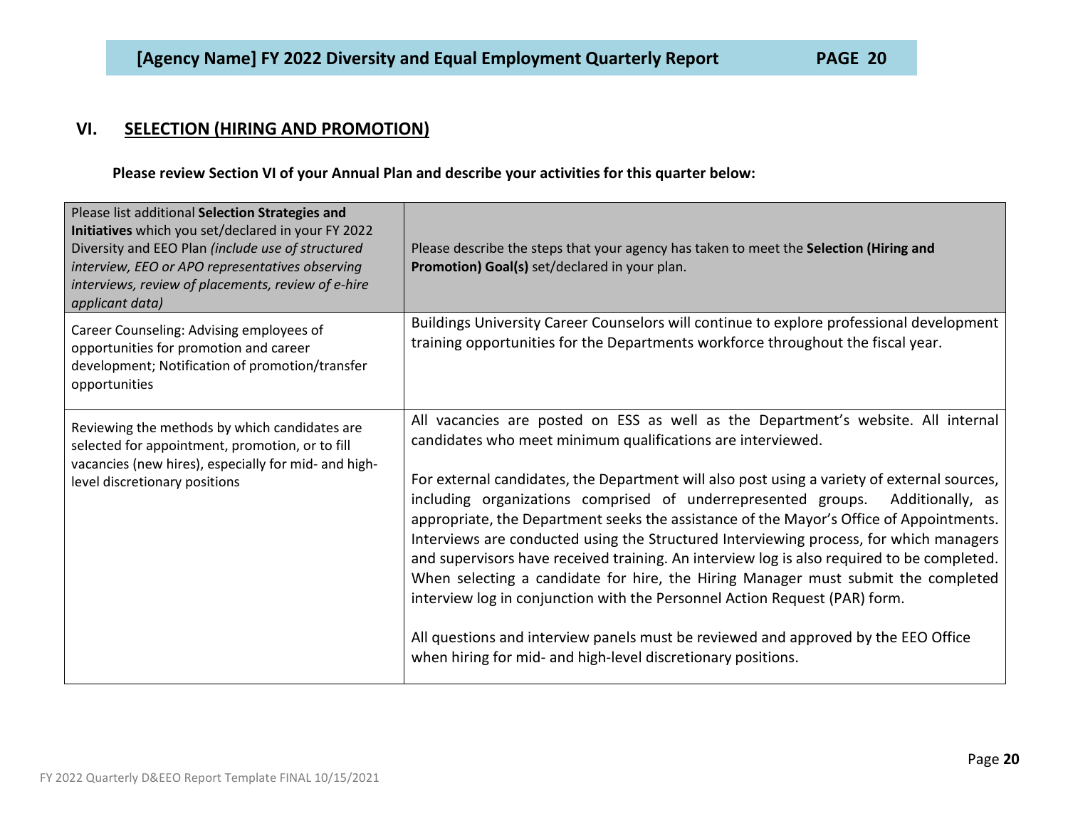## VI. SELECTION (HIRING AND PROMOTION)

**Please review Section VI of your Annual Plan and describe your activities for this quarter below:**

| Please list additional **Selection Strategies and Initiatives** which you set/declared in your FY 2022 Diversity and EEO Plan *(include use of structured interview, EEO or APO representatives observing interviews, review of placements, review of e-hire applicant data)* | Please describe the steps that your agency has taken to meet the **Selection (Hiring and Promotion) Goal(s)** set/declared in your plan. |
|---|---|
| Career Counseling: Advising employees of opportunities for promotion and career development; Notification of promotion/transfer opportunities | Buildings University Career Counselors will continue to explore professional development training opportunities for the Departments workforce throughout the fiscal year. |
| Reviewing the methods by which candidates are selected for appointment, promotion, or to fill vacancies (new hires), especially for mid- and high-level discretionary positions | All vacancies are posted on ESS as well as the Department's website. All internal candidates who meet minimum qualifications are interviewed.<br><br>For external candidates, the Department will also post using a variety of external sources, including organizations comprised of underrepresented groups. Additionally, as appropriate, the Department seeks the assistance of the Mayor's Office of Appointments. Interviews are conducted using the Structured Interviewing process, for which managers and supervisors have received training. An interview log is also required to be completed. When selecting a candidate for hire, the Hiring Manager must submit the completed interview log in conjunction with the Personnel Action Request (PAR) form.<br><br>All questions and interview panels must be reviewed and approved by the EEO Office when hiring for mid- and high-level discretionary positions. |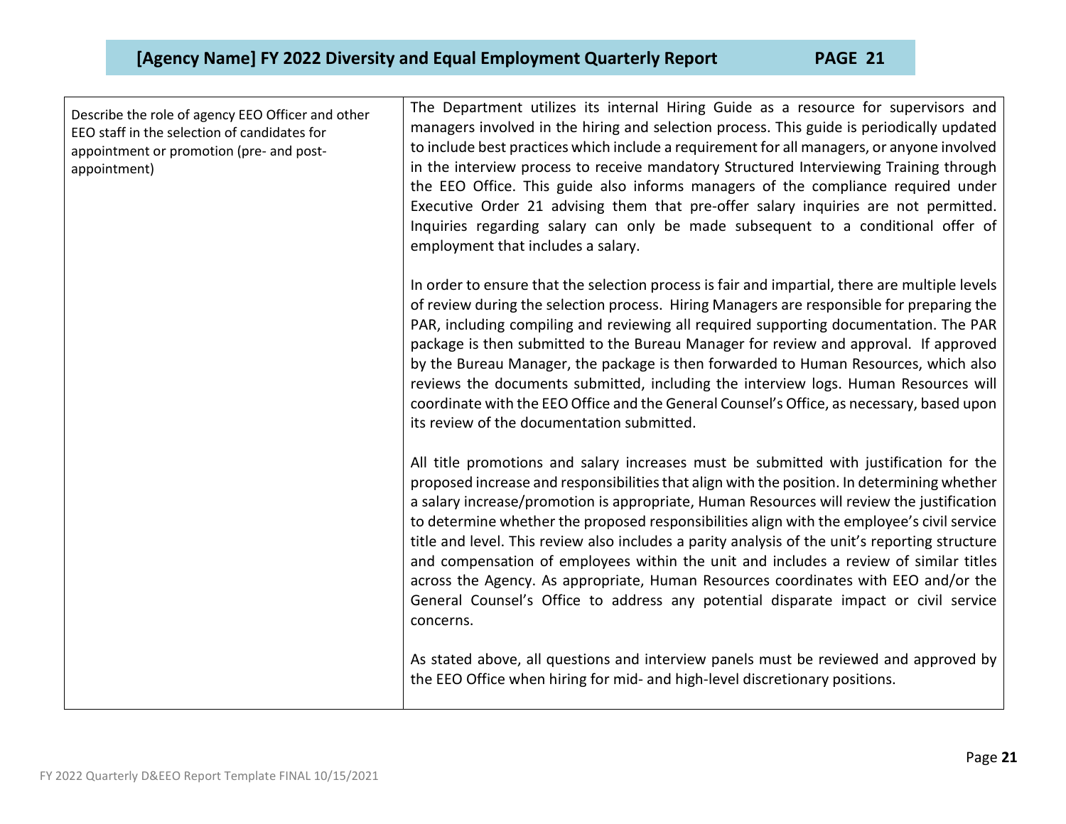| Describe the role of agency EEO Officer and other EEO staff in the selection of candidates for appointment or promotion (pre- and post-appointment) | The Department utilizes its internal Hiring Guide as a resource for supervisors and managers involved in the hiring and selection process. This guide is periodically updated to include best practices which include a requirement for all managers, or anyone involved in the interview process to receive mandatory Structured Interviewing Training through the EEO Office. This guide also informs managers of the compliance required under Executive Order 21 advising them that pre-offer salary inquiries are not permitted. Inquiries regarding salary can only be made subsequent to a conditional offer of employment that includes a salary.<br><br>In order to ensure that the selection process is fair and impartial, there are multiple levels of review during the selection process. Hiring Managers are responsible for preparing the PAR, including compiling and reviewing all required supporting documentation. The PAR package is then submitted to the Bureau Manager for review and approval. If approved by the Bureau Manager, the package is then forwarded to Human Resources, which also reviews the documents submitted, including the interview logs. Human Resources will coordinate with the EEO Office and the General Counsel's Office, as necessary, based upon its review of the documentation submitted.<br><br>All title promotions and salary increases must be submitted with justification for the proposed increase and responsibilities that align with the position. In determining whether a salary increase/promotion is appropriate, Human Resources will review the justification to determine whether the proposed responsibilities align with the employee's civil service title and level. This review also includes a parity analysis of the unit's reporting structure and compensation of employees within the unit and includes a review of similar titles across the Agency. As appropriate, Human Resources coordinates with EEO and/or the General Counsel's Office to address any potential disparate impact or civil service concerns.<br><br>As stated above, all questions and interview panels must be reviewed and approved by the EEO Office when hiring for mid- and high-level discretionary positions. |
|---|---|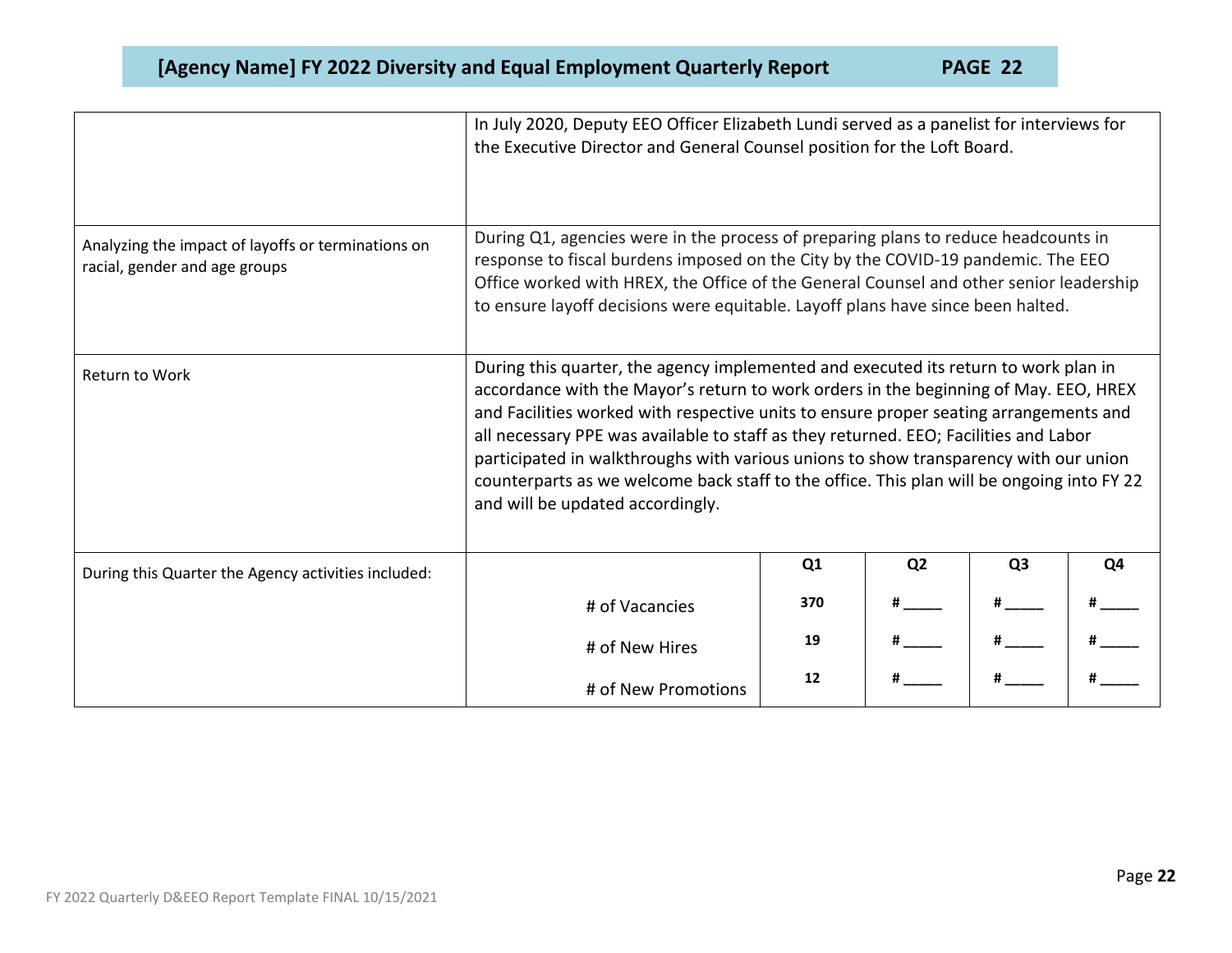| | |
|---|---|
| | In July 2020, Deputy EEO Officer Elizabeth Lundi served as a panelist for interviews for the Executive Director and General Counsel position for the Loft Board. |
| Analyzing the impact of layoffs or terminations on racial, gender and age groups | During Q1, agencies were in the process of preparing plans to reduce headcounts in response to fiscal burdens imposed on the City by the COVID-19 pandemic. The EEO Office worked with HREX, the Office of the General Counsel and other senior leadership to ensure layoff decisions were equitable. Layoff plans have since been halted. |
| Return to Work | During this quarter, the agency implemented and executed its return to work plan in accordance with the Mayor's return to work orders in the beginning of May. EEO, HREX and Facilities worked with respective units to ensure proper seating arrangements and all necessary PPE was available to staff as they returned. EEO; Facilities and Labor participated in walkthroughs with various unions to show transparency with our union counterparts as we welcome back staff to the office. This plan will be ongoing into FY 22 and will be updated accordingly. |

| During this Quarter the Agency activities included: | | Q1 | Q2 | Q3 | Q4 |
|---|---|---|---|---|---|
| | # of Vacancies | **370** | # _____ | # _____ | # _____ |
| | # of New Hires | **19** | # _____ | # _____ | # _____ |
| | # of New Promotions | **12** | # _____ | # _____ | # _____ |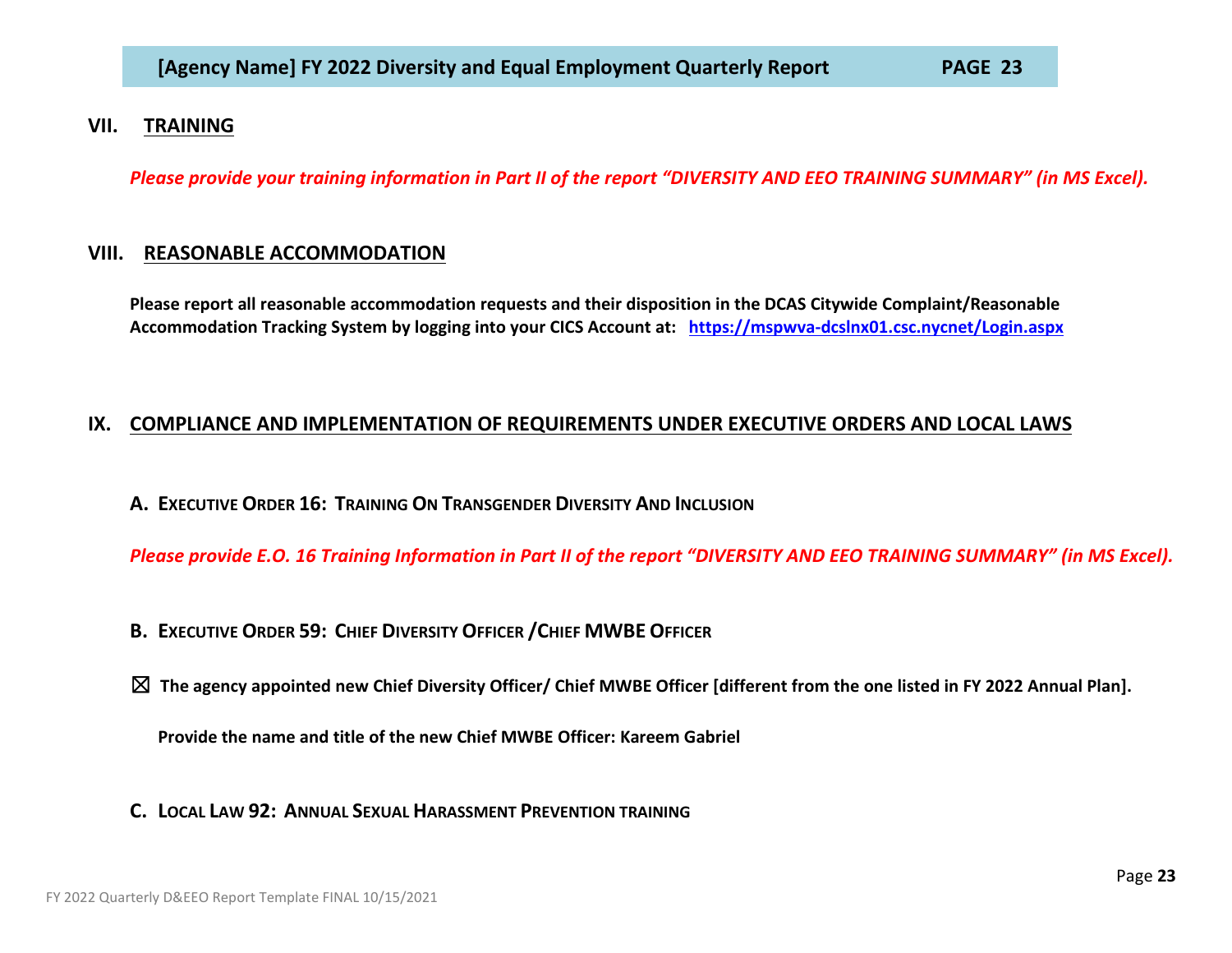## VII. TRAINING

***Please provide your training information in Part II of the report "DIVERSITY AND EEO TRAINING SUMMARY" (in MS Excel).***

## VIII. REASONABLE ACCOMMODATION

**Please report all reasonable accommodation requests and their disposition in the DCAS Citywide Complaint/Reasonable Accommodation Tracking System by logging into your CICS Account at: [https://mspwva-dcslnx01.csc.nycnet/Login.aspx](https://mspwva-dcslnx01.csc.nycnet/Login.aspx)**

## IX. COMPLIANCE AND IMPLEMENTATION OF REQUIREMENTS UNDER EXECUTIVE ORDERS AND LOCAL LAWS

### A. EXECUTIVE ORDER 16: TRAINING ON TRANSGENDER DIVERSITY AND INCLUSION

***Please provide E.O. 16 Training Information in Part II of the report "DIVERSITY AND EEO TRAINING SUMMARY" (in MS Excel).***

### B. EXECUTIVE ORDER 59: CHIEF DIVERSITY OFFICER /CHIEF MWBE OFFICER

☒ **The agency appointed new Chief Diversity Officer/ Chief MWBE Officer [different from the one listed in FY 2022 Annual Plan].**

**Provide the name and title of the new Chief MWBE Officer: Kareem Gabriel**

### C. LOCAL LAW 92: ANNUAL SEXUAL HARASSMENT PREVENTION TRAINING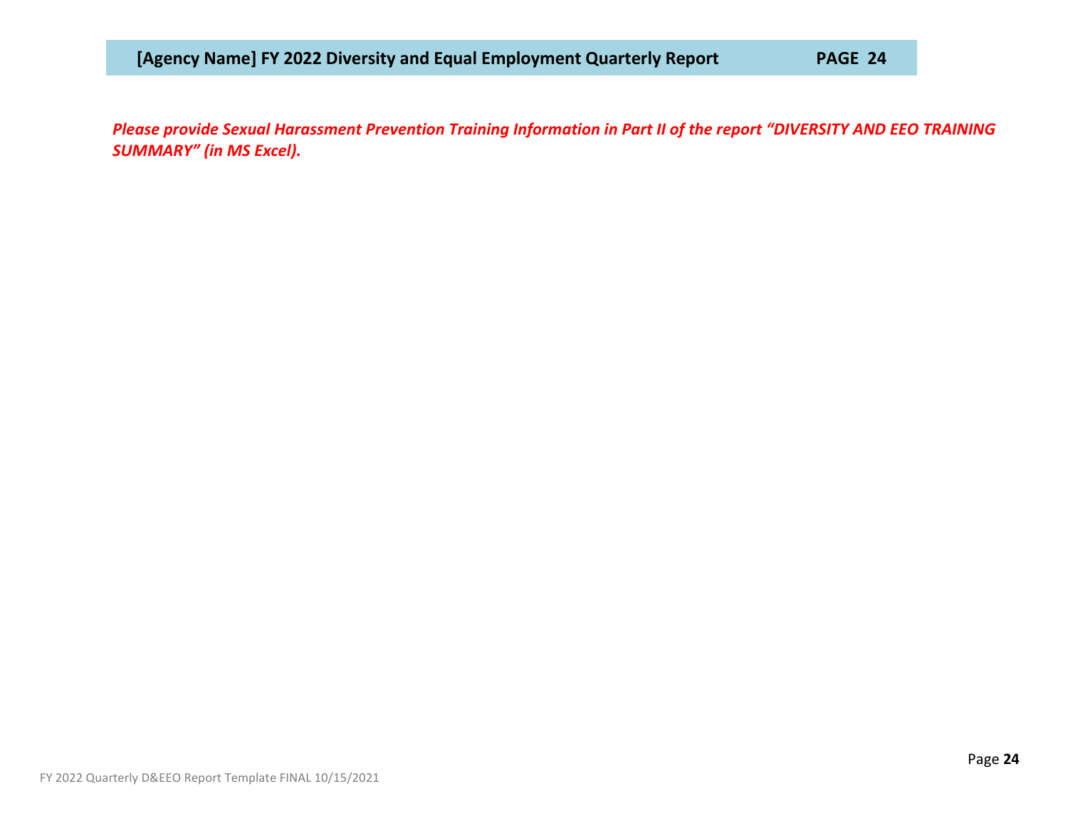***Please provide Sexual Harassment Prevention Training Information in Part II of the report "DIVERSITY AND EEO TRAINING SUMMARY" (in MS Excel).***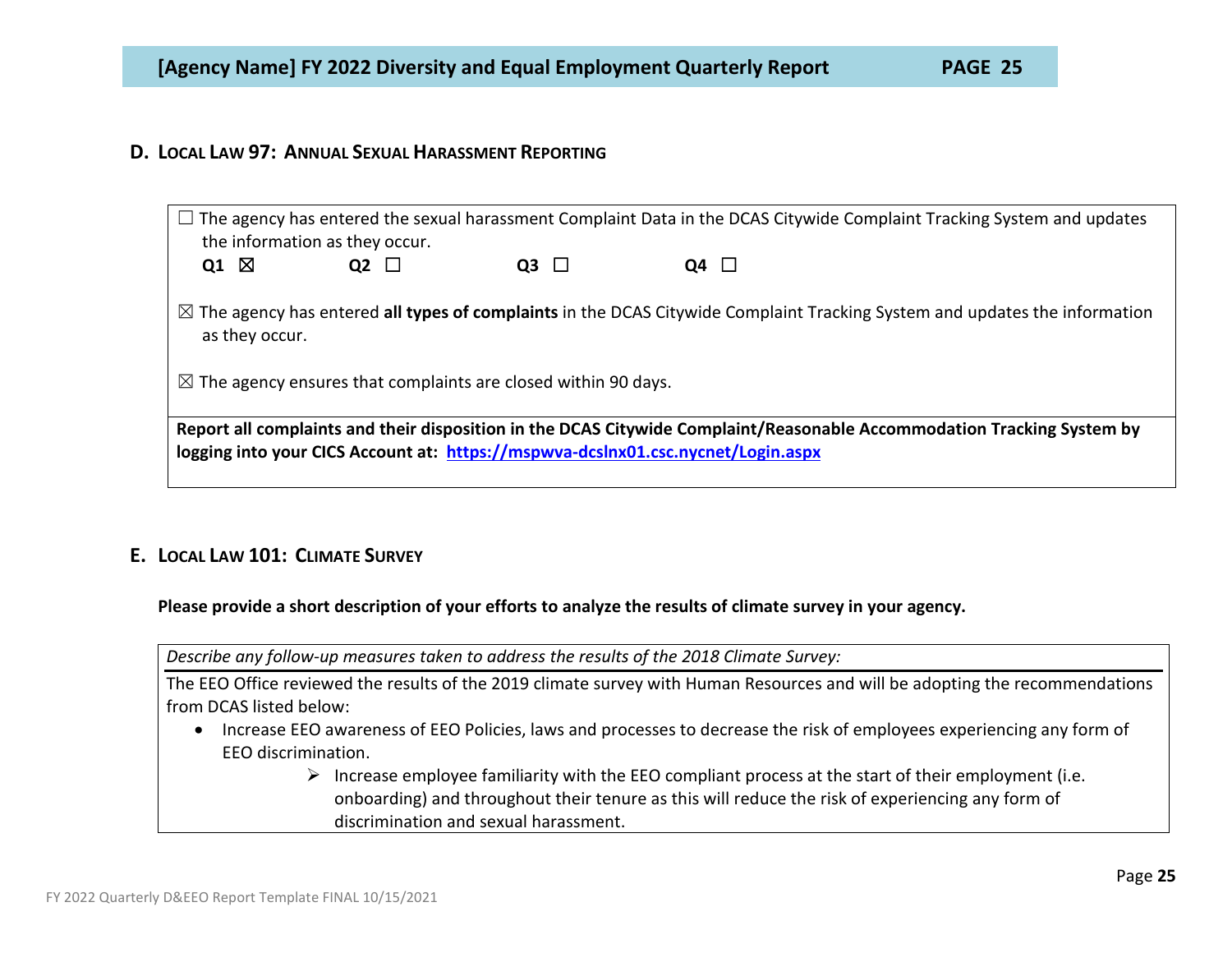## D. Local Law 97: Annual Sexual Harassment Reporting

☐ The agency has entered the sexual harassment Complaint Data in the DCAS Citywide Complaint Tracking System and updates the information as they occur.

**Q1** ☒ **Q2** ☐ **Q3** ☐ **Q4** ☐

☒ The agency has entered **all types of complaints** in the DCAS Citywide Complaint Tracking System and updates the information as they occur.

☒ The agency ensures that complaints are closed within 90 days.

**Report all complaints and their disposition in the DCAS Citywide Complaint/Reasonable Accommodation Tracking System by logging into your CICS Account at: [https://mspwva-dcslnx01.csc.nycnet/Login.aspx](https://mspwva-dcslnx01.csc.nycnet/Login.aspx)**

## E. Local Law 101: Climate Survey

**Please provide a short description of your efforts to analyze the results of climate survey in your agency.**

*Describe any follow-up measures taken to address the results of the 2018 Climate Survey:*

The EEO Office reviewed the results of the 2019 climate survey with Human Resources and will be adopting the recommendations from DCAS listed below:

- Increase EEO awareness of EEO Policies, laws and processes to decrease the risk of employees experiencing any form of EEO discrimination.
    - ➢ Increase employee familiarity with the EEO compliant process at the start of their employment (i.e. onboarding) and throughout their tenure as this will reduce the risk of experiencing any form of discrimination and sexual harassment.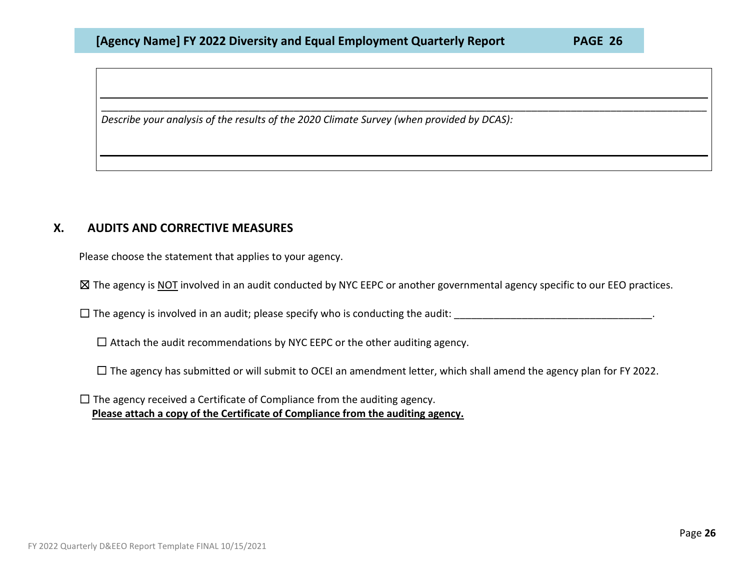_______________________________________________________________________________________________________________

*Describe your analysis of the results of the 2020 Climate Survey (when provided by DCAS):*

_______________________________________________________________________________________________________________

## X. AUDITS AND CORRECTIVE MEASURES

Please choose the statement that applies to your agency.

☒ The agency is <u>NOT</u> involved in an audit conducted by NYC EEPC or another governmental agency specific to our EEO practices.

☐ The agency is involved in an audit; please specify who is conducting the audit: ___________________________________.

- ☐ Attach the audit recommendations by NYC EEPC or the other auditing agency.
- ☐ The agency has submitted or will submit to OCEI an amendment letter, which shall amend the agency plan for FY 2022.

☐ The agency received a Certificate of Compliance from the auditing agency.
**<u>Please attach a copy of the Certificate of Compliance from the auditing agency.</u>**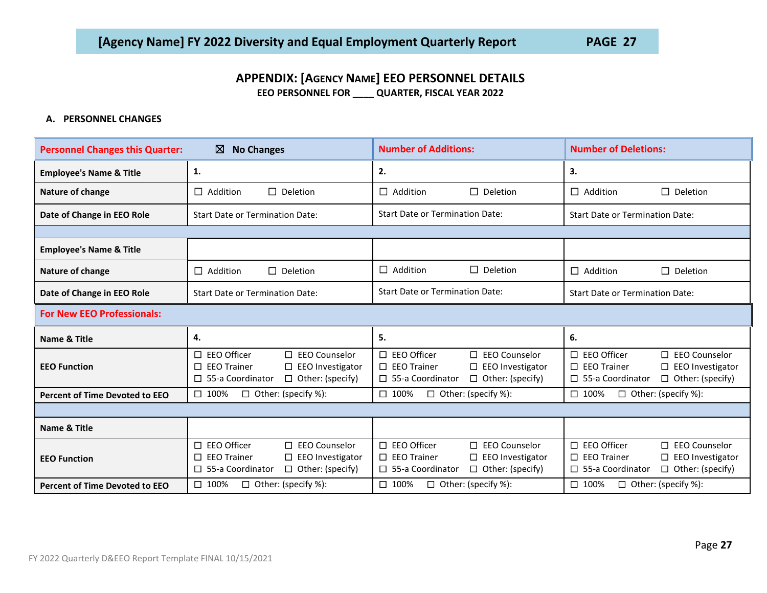## APPENDIX: [Agency Name] EEO PERSONNEL DETAILS

**EEO PERSONNEL FOR ____ QUARTER, FISCAL YEAR 2022**

**A. PERSONNEL CHANGES**

| Personnel Changes this Quarter: | ☒ No Changes | Number of Additions: | Number of Deletions: |
|---|---|---|---|
| **Employee's Name & Title** | **1.** | **2.** | **3.** |
| **Nature of change** | ☐ Addition ☐ Deletion | ☐ Addition ☐ Deletion | ☐ Addition ☐ Deletion |
| **Date of Change in EEO Role** | Start Date or Termination Date: | Start Date or Termination Date: | Start Date or Termination Date: |
| | | | |
| **Employee's Name & Title** | | | |
| **Nature of change** | ☐ Addition ☐ Deletion | ☐ Addition ☐ Deletion | ☐ Addition ☐ Deletion |
| **Date of Change in EEO Role** | Start Date or Termination Date: | Start Date or Termination Date: | Start Date or Termination Date: |
| **For New EEO Professionals:** | | | |
| **Name & Title** | **4.** | **5.** | **6.** |
| **EEO Function** | ☐ EEO Officer ☐ EEO Counselor<br>☐ EEO Trainer ☐ EEO Investigator<br>☐ 55-a Coordinator ☐ Other: (specify) | ☐ EEO Officer ☐ EEO Counselor<br>☐ EEO Trainer ☐ EEO Investigator<br>☐ 55-a Coordinator ☐ Other: (specify) | ☐ EEO Officer ☐ EEO Counselor<br>☐ EEO Trainer ☐ EEO Investigator<br>☐ 55-a Coordinator ☐ Other: (specify) |
| **Percent of Time Devoted to EEO** | ☐ 100% ☐ Other: (specify %): | ☐ 100% ☐ Other: (specify %): | ☐ 100% ☐ Other: (specify %): |
| | | | |
| **Name & Title** | | | |
| **EEO Function** | ☐ EEO Officer ☐ EEO Counselor<br>☐ EEO Trainer ☐ EEO Investigator<br>☐ 55-a Coordinator ☐ Other: (specify) | ☐ EEO Officer ☐ EEO Counselor<br>☐ EEO Trainer ☐ EEO Investigator<br>☐ 55-a Coordinator ☐ Other: (specify) | ☐ EEO Officer ☐ EEO Counselor<br>☐ EEO Trainer ☐ EEO Investigator<br>☐ 55-a Coordinator ☐ Other: (specify) |
| **Percent of Time Devoted to EEO** | ☐ 100% ☐ Other: (specify %): | ☐ 100% ☐ Other: (specify %): | ☐ 100% ☐ Other: (specify %): |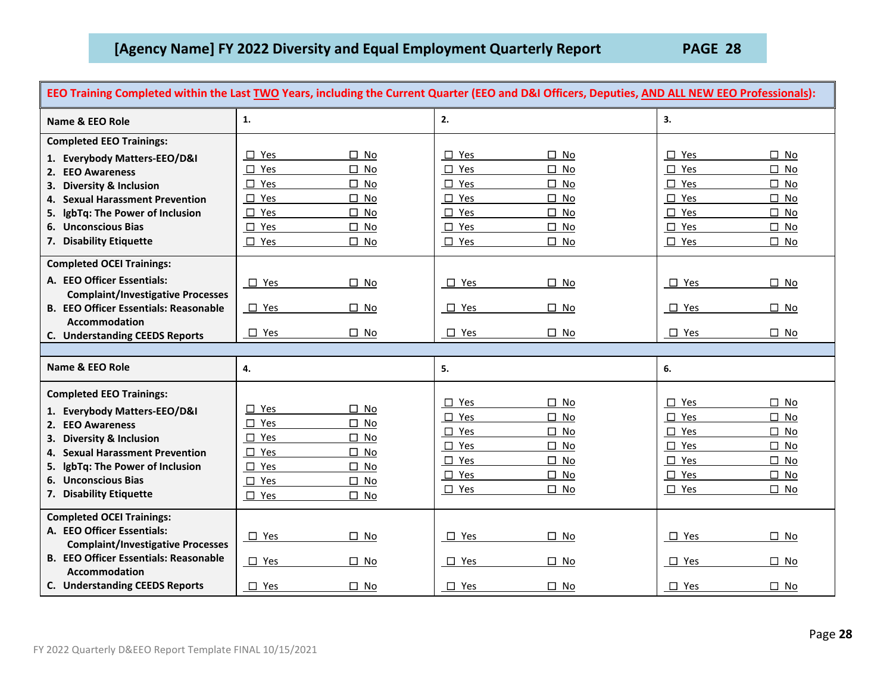**EEO Training Completed within the Last TWO Years, including the Current Quarter (EEO and D&I Officers, Deputies, AND ALL NEW EEO Professionals):**

| Name & EEO Role | 1. | 2. | 3. |
|---|---|---|---|
| **Completed EEO Trainings:** | | | |
| 1. Everybody Matters-EEO/D&I | ☐ Yes ☐ No | ☐ Yes ☐ No | ☐ Yes ☐ No |
| 2. EEO Awareness | ☐ Yes ☐ No | ☐ Yes ☐ No | ☐ Yes ☐ No |
| 3. Diversity & Inclusion | ☐ Yes ☐ No | ☐ Yes ☐ No | ☐ Yes ☐ No |
| 4. Sexual Harassment Prevention | ☐ Yes ☐ No | ☐ Yes ☐ No | ☐ Yes ☐ No |
| 5. lgbTq: The Power of Inclusion | ☐ Yes ☐ No | ☐ Yes ☐ No | ☐ Yes ☐ No |
| 6. Unconscious Bias | ☐ Yes ☐ No | ☐ Yes ☐ No | ☐ Yes ☐ No |
| 7. Disability Etiquette | ☐ Yes ☐ No | ☐ Yes ☐ No | ☐ Yes ☐ No |
| **Completed OCEI Trainings:** | | | |
| A. EEO Officer Essentials: Complaint/Investigative Processes | ☐ Yes ☐ No | ☐ Yes ☐ No | ☐ Yes ☐ No |
| B. EEO Officer Essentials: Reasonable Accommodation | ☐ Yes ☐ No | ☐ Yes ☐ No | ☐ Yes ☐ No |
| C. Understanding CEEDS Reports | ☐ Yes ☐ No | ☐ Yes ☐ No | ☐ Yes ☐ No |

| Name & EEO Role | 4. | 5. | 6. |
|---|---|---|---|
| **Completed EEO Trainings:** | | | |
| 1. Everybody Matters-EEO/D&I | ☐ Yes ☐ No | ☐ Yes ☐ No | ☐ Yes ☐ No |
| 2. EEO Awareness | ☐ Yes ☐ No | ☐ Yes ☐ No | ☐ Yes ☐ No |
| 3. Diversity & Inclusion | ☐ Yes ☐ No | ☐ Yes ☐ No | ☐ Yes ☐ No |
| 4. Sexual Harassment Prevention | ☐ Yes ☐ No | ☐ Yes ☐ No | ☐ Yes ☐ No |
| 5. lgbTq: The Power of Inclusion | ☐ Yes ☐ No | ☐ Yes ☐ No | ☐ Yes ☐ No |
| 6. Unconscious Bias | ☐ Yes ☐ No | ☐ Yes ☐ No | ☐ Yes ☐ No |
| 7. Disability Etiquette | ☐ Yes ☐ No | ☐ Yes ☐ No | ☐ Yes ☐ No |
| **Completed OCEI Trainings:** | | | |
| A. EEO Officer Essentials: Complaint/Investigative Processes | ☐ Yes ☐ No | ☐ Yes ☐ No | ☐ Yes ☐ No |
| B. EEO Officer Essentials: Reasonable Accommodation | ☐ Yes ☐ No | ☐ Yes ☐ No | ☐ Yes ☐ No |
| C. Understanding CEEDS Reports | ☐ Yes ☐ No | ☐ Yes ☐ No | ☐ Yes ☐ No |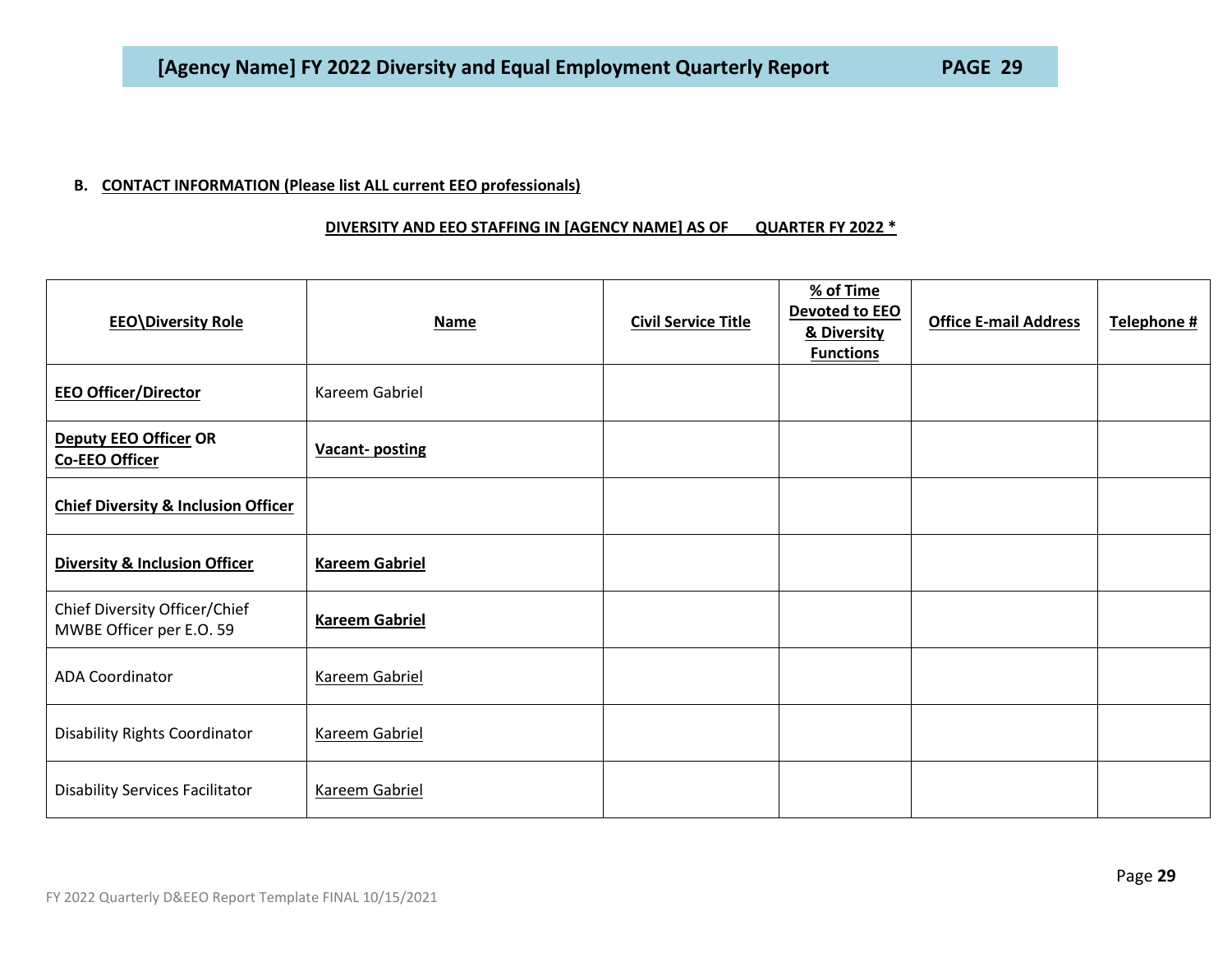**B. CONTACT INFORMATION (Please list ALL current EEO professionals)**

**DIVERSITY AND EEO STAFFING IN [AGENCY NAME] AS OF QUARTER FY 2022 ***

| EEO\Diversity Role | Name | Civil Service Title | % of Time Devoted to EEO & Diversity Functions | Office E-mail Address | Telephone # |
|---|---|---|---|---|---|
| **EEO Officer/Director** | Kareem Gabriel | | | | |
| **Deputy EEO Officer OR Co-EEO Officer** | **Vacant- posting** | | | | |
| **Chief Diversity & Inclusion Officer** | | | | | |
| **Diversity & Inclusion Officer** | **Kareem Gabriel** | | | | |
| Chief Diversity Officer/Chief MWBE Officer per E.O. 59 | **Kareem Gabriel** | | | | |
| ADA Coordinator | Kareem Gabriel | | | | |
| Disability Rights Coordinator | Kareem Gabriel | | | | |
| Disability Services Facilitator | Kareem Gabriel | | | | |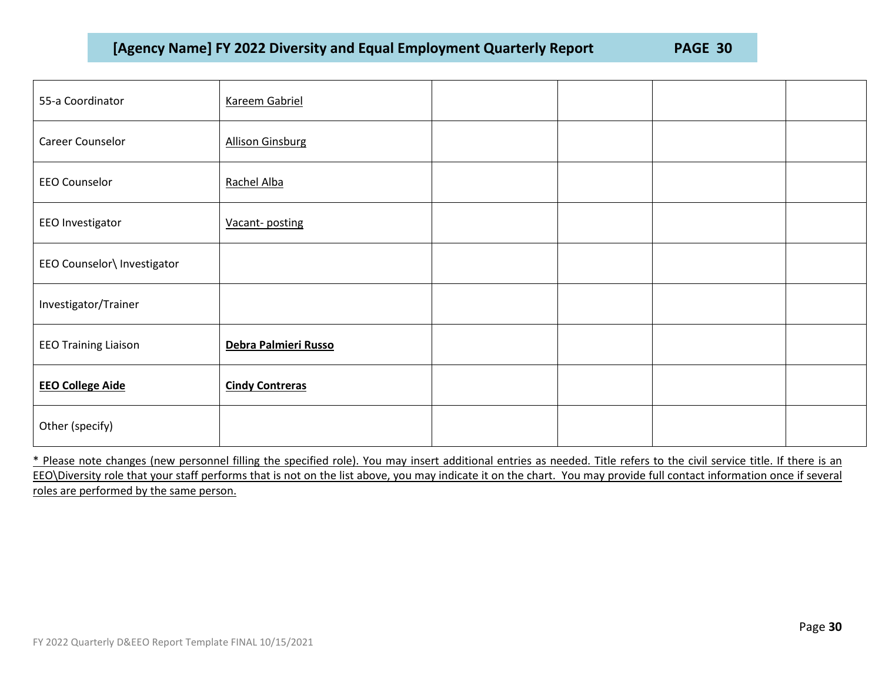| | | | | | |
|---|---|---|---|---|---|
| 55-a Coordinator | Kareem Gabriel | | | | |
| Career Counselor | Allison Ginsburg | | | | |
| EEO Counselor | Rachel Alba | | | | |
| EEO Investigator | Vacant- posting | | | | |
| EEO Counselor\ Investigator | | | | | |
| Investigator/Trainer | | | | | |
| EEO Training Liaison | **Debra Palmieri Russo** | | | | |
| **EEO College Aide** | **Cindy Contreras** | | | | |
| Other (specify) | | | | | |

* Please note changes (new personnel filling the specified role). You may insert additional entries as needed. Title refers to the civil service title. If there is an EEO\Diversity role that your staff performs that is not on the list above, you may indicate it on the chart. You may provide full contact information once if several roles are performed by the same person.